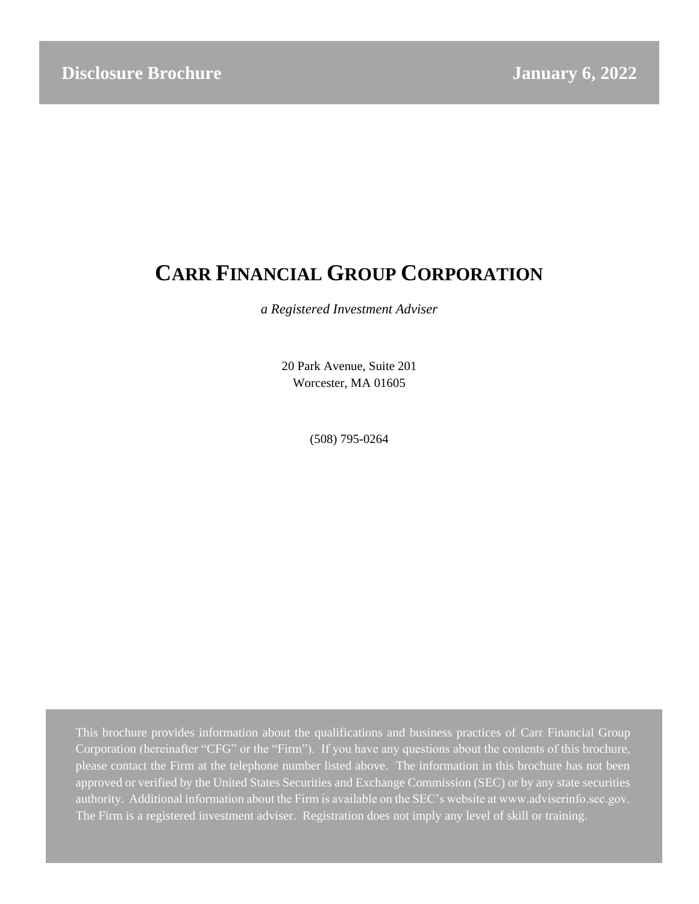**Disclosure Brochure** **January 6, 2022**

# CARR FINANCIAL GROUP CORPORATION

*a Registered Investment Adviser*

20 Park Avenue, Suite 201
Worcester, MA 01605

(508) 795-0264

This brochure provides information about the qualifications and business practices of Carr Financial Group Corporation (hereinafter "CFG" or the "Firm"). If you have any questions about the contents of this brochure, please contact the Firm at the telephone number listed above. The information in this brochure has not been approved or verified by the United States Securities and Exchange Commission (SEC) or by any state securities authority. Additional information about the Firm is available on the SEC's website at www.adviserinfo.sec.gov. The Firm is a registered investment adviser. Registration does not imply any level of skill or training.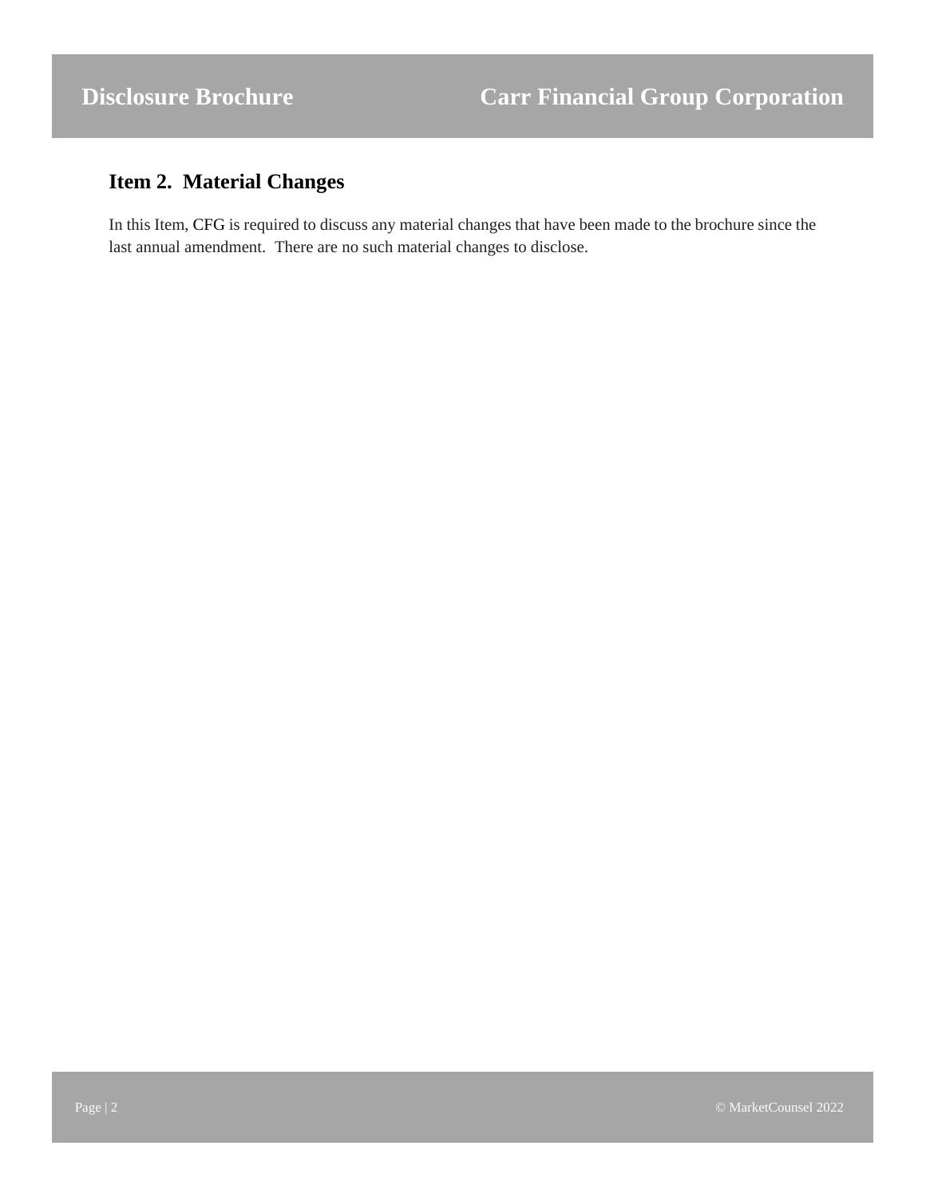## Item 2. Material Changes

In this Item, CFG is required to discuss any material changes that have been made to the brochure since the last annual amendment. There are no such material changes to disclose.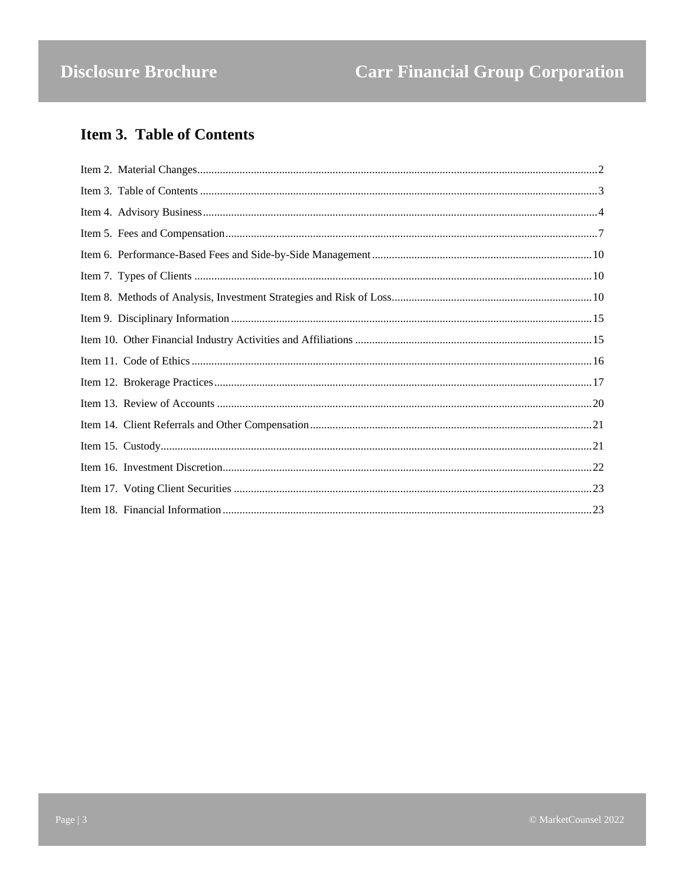## Item 3. Table of Contents

Item 2. Material Changes....2
Item 3. Table of Contents....3
Item 4. Advisory Business....4
Item 5. Fees and Compensation....7
Item 6. Performance-Based Fees and Side-by-Side Management....10
Item 7. Types of Clients....10
Item 8. Methods of Analysis, Investment Strategies and Risk of Loss....10
Item 9. Disciplinary Information....15
Item 10. Other Financial Industry Activities and Affiliations....15
Item 11. Code of Ethics....16
Item 12. Brokerage Practices....17
Item 13. Review of Accounts....20
Item 14. Client Referrals and Other Compensation....21
Item 15. Custody....21
Item 16. Investment Discretion....22
Item 17. Voting Client Securities....23
Item 18. Financial Information....23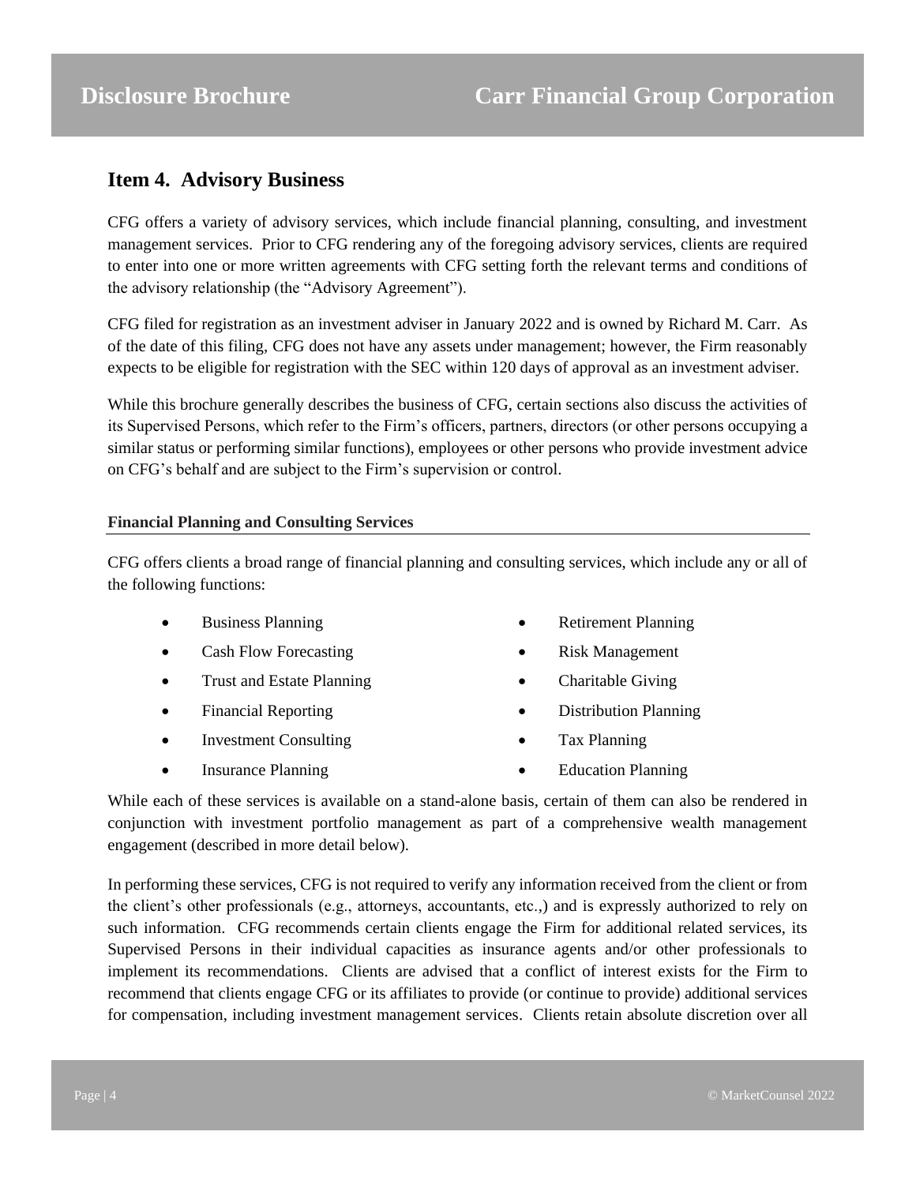## Item 4. Advisory Business

CFG offers a variety of advisory services, which include financial planning, consulting, and investment management services. Prior to CFG rendering any of the foregoing advisory services, clients are required to enter into one or more written agreements with CFG setting forth the relevant terms and conditions of the advisory relationship (the "Advisory Agreement").

CFG filed for registration as an investment adviser in January 2022 and is owned by Richard M. Carr. As of the date of this filing, CFG does not have any assets under management; however, the Firm reasonably expects to be eligible for registration with the SEC within 120 days of approval as an investment adviser.

While this brochure generally describes the business of CFG, certain sections also discuss the activities of its Supervised Persons, which refer to the Firm's officers, partners, directors (or other persons occupying a similar status or performing similar functions), employees or other persons who provide investment advice on CFG's behalf and are subject to the Firm's supervision or control.

**Financial Planning and Consulting Services**

CFG offers clients a broad range of financial planning and consulting services, which include any or all of the following functions:

- Business Planning
- Cash Flow Forecasting
- Trust and Estate Planning
- Financial Reporting
- Investment Consulting
- Insurance Planning
- Retirement Planning
- Risk Management
- Charitable Giving
- Distribution Planning
- Tax Planning
- Education Planning

While each of these services is available on a stand-alone basis, certain of them can also be rendered in conjunction with investment portfolio management as part of a comprehensive wealth management engagement (described in more detail below).

In performing these services, CFG is not required to verify any information received from the client or from the client's other professionals (e.g., attorneys, accountants, etc.,) and is expressly authorized to rely on such information. CFG recommends certain clients engage the Firm for additional related services, its Supervised Persons in their individual capacities as insurance agents and/or other professionals to implement its recommendations. Clients are advised that a conflict of interest exists for the Firm to recommend that clients engage CFG or its affiliates to provide (or continue to provide) additional services for compensation, including investment management services. Clients retain absolute discretion over all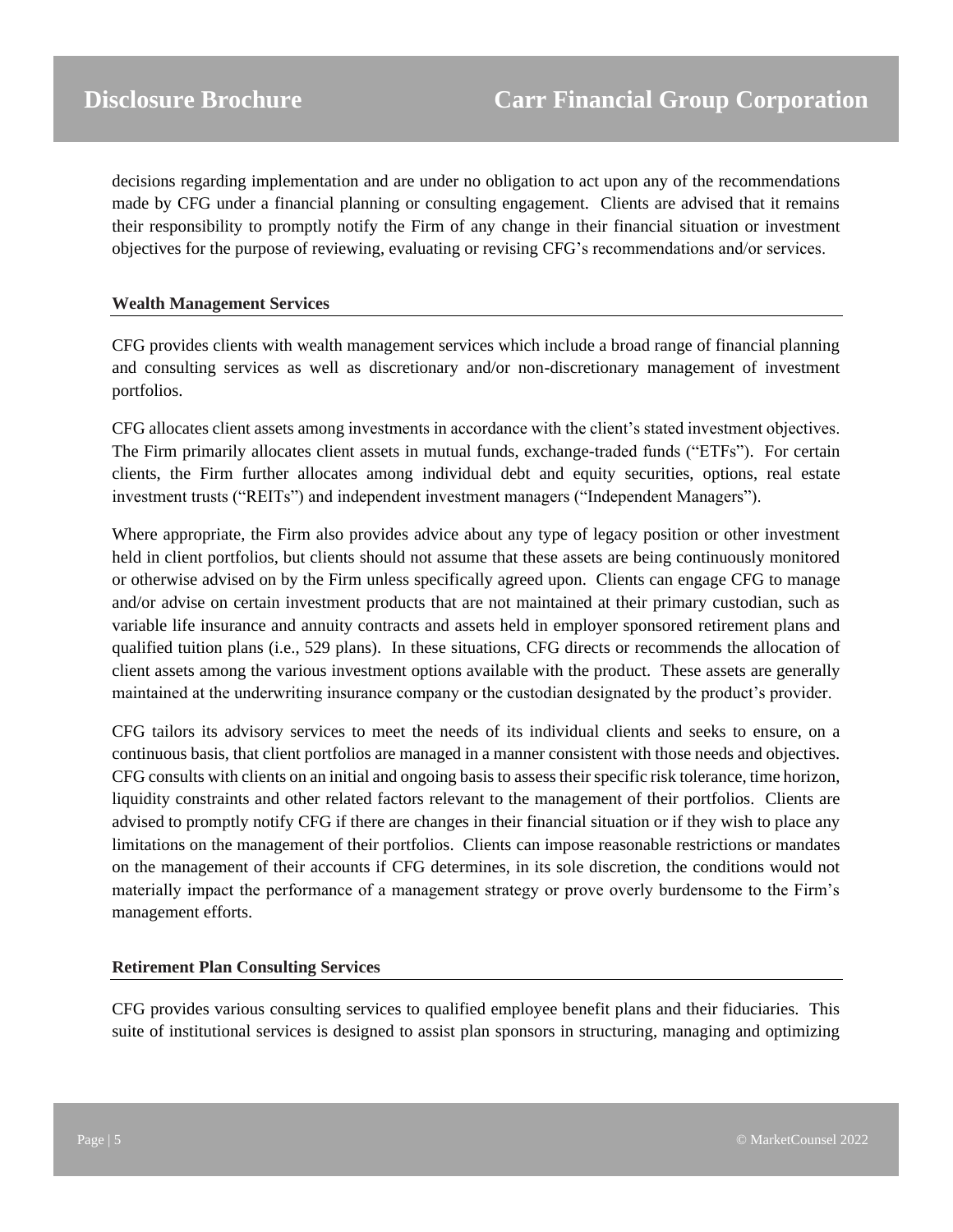decisions regarding implementation and are under no obligation to act upon any of the recommendations made by CFG under a financial planning or consulting engagement. Clients are advised that it remains their responsibility to promptly notify the Firm of any change in their financial situation or investment objectives for the purpose of reviewing, evaluating or revising CFG's recommendations and/or services.

**Wealth Management Services**

CFG provides clients with wealth management services which include a broad range of financial planning and consulting services as well as discretionary and/or non-discretionary management of investment portfolios.

CFG allocates client assets among investments in accordance with the client's stated investment objectives. The Firm primarily allocates client assets in mutual funds, exchange-traded funds ("ETFs"). For certain clients, the Firm further allocates among individual debt and equity securities, options, real estate investment trusts ("REITs") and independent investment managers ("Independent Managers").

Where appropriate, the Firm also provides advice about any type of legacy position or other investment held in client portfolios, but clients should not assume that these assets are being continuously monitored or otherwise advised on by the Firm unless specifically agreed upon. Clients can engage CFG to manage and/or advise on certain investment products that are not maintained at their primary custodian, such as variable life insurance and annuity contracts and assets held in employer sponsored retirement plans and qualified tuition plans (i.e., 529 plans). In these situations, CFG directs or recommends the allocation of client assets among the various investment options available with the product. These assets are generally maintained at the underwriting insurance company or the custodian designated by the product's provider.

CFG tailors its advisory services to meet the needs of its individual clients and seeks to ensure, on a continuous basis, that client portfolios are managed in a manner consistent with those needs and objectives. CFG consults with clients on an initial and ongoing basis to assess their specific risk tolerance, time horizon, liquidity constraints and other related factors relevant to the management of their portfolios. Clients are advised to promptly notify CFG if there are changes in their financial situation or if they wish to place any limitations on the management of their portfolios. Clients can impose reasonable restrictions or mandates on the management of their accounts if CFG determines, in its sole discretion, the conditions would not materially impact the performance of a management strategy or prove overly burdensome to the Firm's management efforts.

**Retirement Plan Consulting Services**

CFG provides various consulting services to qualified employee benefit plans and their fiduciaries. This suite of institutional services is designed to assist plan sponsors in structuring, managing and optimizing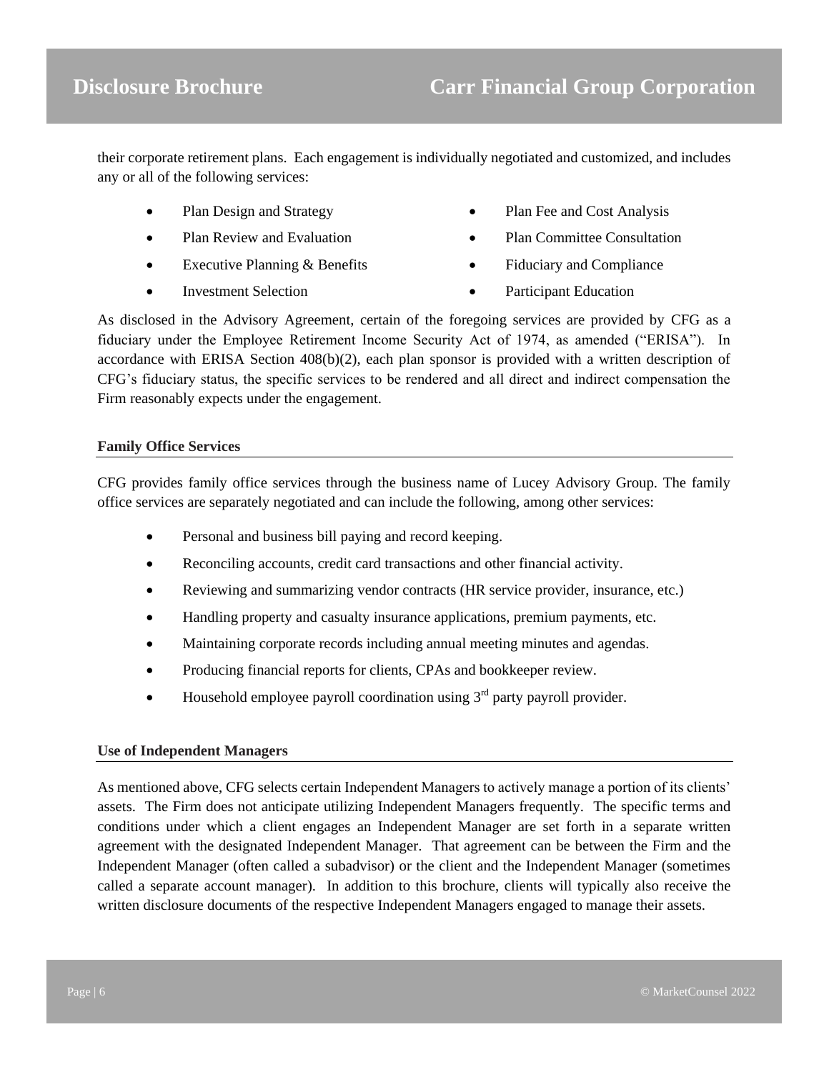their corporate retirement plans. Each engagement is individually negotiated and customized, and includes any or all of the following services:

- Plan Design and Strategy
- Plan Review and Evaluation
- Executive Planning & Benefits
- Investment Selection
- Plan Fee and Cost Analysis
- Plan Committee Consultation
- Fiduciary and Compliance
- Participant Education

As disclosed in the Advisory Agreement, certain of the foregoing services are provided by CFG as a fiduciary under the Employee Retirement Income Security Act of 1974, as amended ("ERISA"). In accordance with ERISA Section 408(b)(2), each plan sponsor is provided with a written description of CFG's fiduciary status, the specific services to be rendered and all direct and indirect compensation the Firm reasonably expects under the engagement.

**Family Office Services**

CFG provides family office services through the business name of Lucey Advisory Group. The family office services are separately negotiated and can include the following, among other services:

- Personal and business bill paying and record keeping.
- Reconciling accounts, credit card transactions and other financial activity.
- Reviewing and summarizing vendor contracts (HR service provider, insurance, etc.)
- Handling property and casualty insurance applications, premium payments, etc.
- Maintaining corporate records including annual meeting minutes and agendas.
- Producing financial reports for clients, CPAs and bookkeeper review.
- Household employee payroll coordination using 3rd party payroll provider.

**Use of Independent Managers**

As mentioned above, CFG selects certain Independent Managers to actively manage a portion of its clients' assets. The Firm does not anticipate utilizing Independent Managers frequently. The specific terms and conditions under which a client engages an Independent Manager are set forth in a separate written agreement with the designated Independent Manager. That agreement can be between the Firm and the Independent Manager (often called a subadvisor) or the client and the Independent Manager (sometimes called a separate account manager). In addition to this brochure, clients will typically also receive the written disclosure documents of the respective Independent Managers engaged to manage their assets.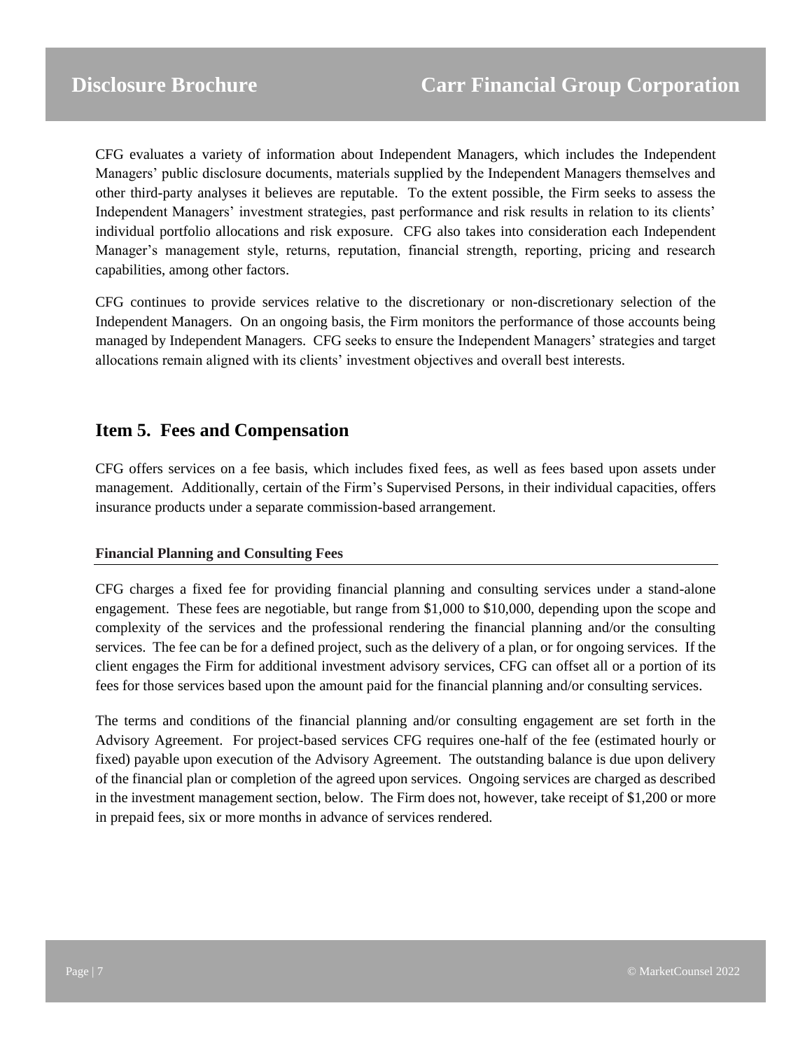CFG evaluates a variety of information about Independent Managers, which includes the Independent Managers' public disclosure documents, materials supplied by the Independent Managers themselves and other third-party analyses it believes are reputable. To the extent possible, the Firm seeks to assess the Independent Managers' investment strategies, past performance and risk results in relation to its clients' individual portfolio allocations and risk exposure. CFG also takes into consideration each Independent Manager's management style, returns, reputation, financial strength, reporting, pricing and research capabilities, among other factors.

CFG continues to provide services relative to the discretionary or non-discretionary selection of the Independent Managers. On an ongoing basis, the Firm monitors the performance of those accounts being managed by Independent Managers. CFG seeks to ensure the Independent Managers' strategies and target allocations remain aligned with its clients' investment objectives and overall best interests.

## Item 5. Fees and Compensation

CFG offers services on a fee basis, which includes fixed fees, as well as fees based upon assets under management. Additionally, certain of the Firm's Supervised Persons, in their individual capacities, offers insurance products under a separate commission-based arrangement.

### Financial Planning and Consulting Fees

CFG charges a fixed fee for providing financial planning and consulting services under a stand-alone engagement. These fees are negotiable, but range from $1,000 to $10,000, depending upon the scope and complexity of the services and the professional rendering the financial planning and/or the consulting services. The fee can be for a defined project, such as the delivery of a plan, or for ongoing services. If the client engages the Firm for additional investment advisory services, CFG can offset all or a portion of its fees for those services based upon the amount paid for the financial planning and/or consulting services.

The terms and conditions of the financial planning and/or consulting engagement are set forth in the Advisory Agreement. For project-based services CFG requires one-half of the fee (estimated hourly or fixed) payable upon execution of the Advisory Agreement. The outstanding balance is due upon delivery of the financial plan or completion of the agreed upon services. Ongoing services are charged as described in the investment management section, below. The Firm does not, however, take receipt of $1,200 or more in prepaid fees, six or more months in advance of services rendered.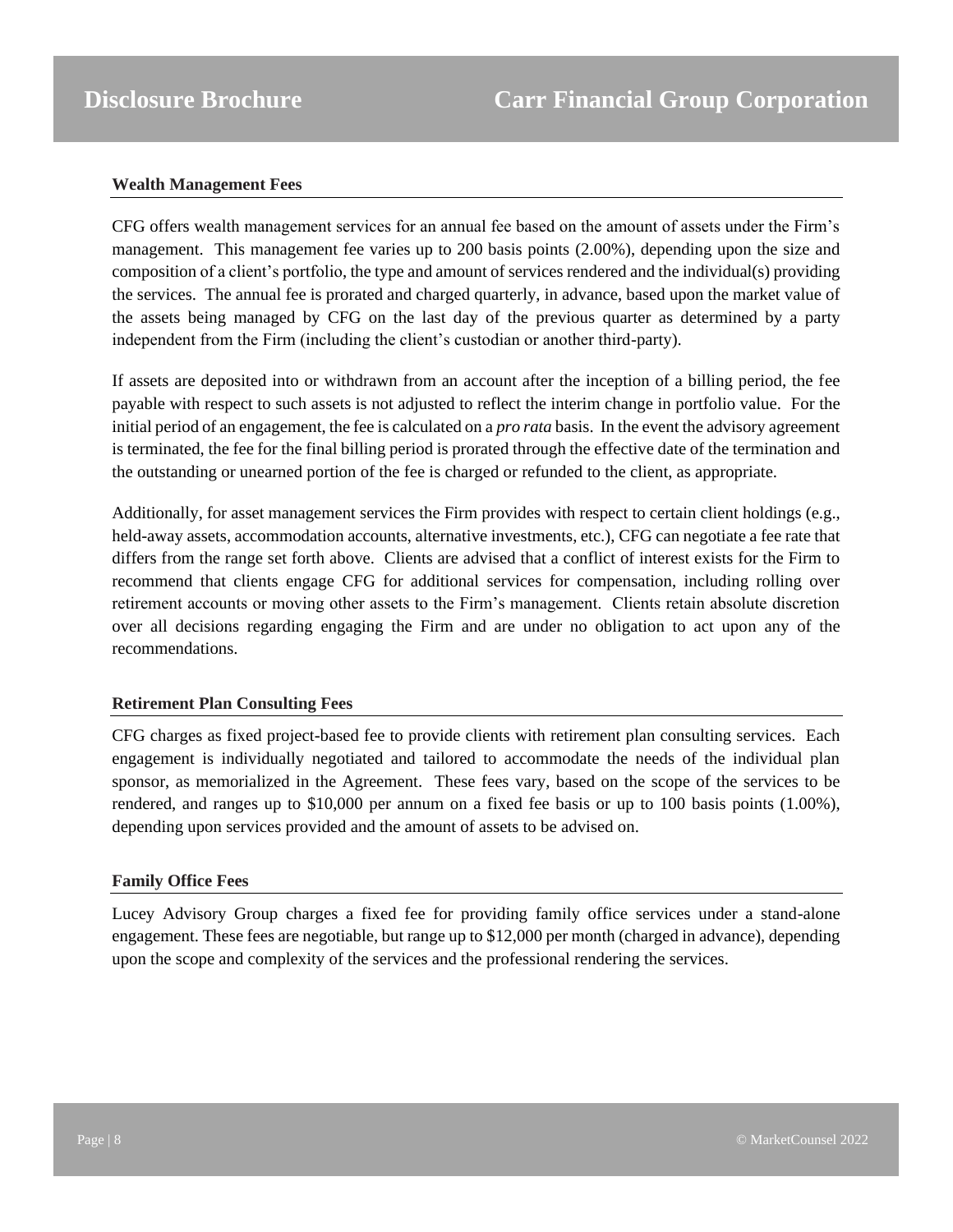### Wealth Management Fees

CFG offers wealth management services for an annual fee based on the amount of assets under the Firm's management. This management fee varies up to 200 basis points (2.00%), depending upon the size and composition of a client's portfolio, the type and amount of services rendered and the individual(s) providing the services. The annual fee is prorated and charged quarterly, in advance, based upon the market value of the assets being managed by CFG on the last day of the previous quarter as determined by a party independent from the Firm (including the client's custodian or another third-party).

If assets are deposited into or withdrawn from an account after the inception of a billing period, the fee payable with respect to such assets is not adjusted to reflect the interim change in portfolio value. For the initial period of an engagement, the fee is calculated on a *pro rata* basis. In the event the advisory agreement is terminated, the fee for the final billing period is prorated through the effective date of the termination and the outstanding or unearned portion of the fee is charged or refunded to the client, as appropriate.

Additionally, for asset management services the Firm provides with respect to certain client holdings (e.g., held-away assets, accommodation accounts, alternative investments, etc.), CFG can negotiate a fee rate that differs from the range set forth above. Clients are advised that a conflict of interest exists for the Firm to recommend that clients engage CFG for additional services for compensation, including rolling over retirement accounts or moving other assets to the Firm's management. Clients retain absolute discretion over all decisions regarding engaging the Firm and are under no obligation to act upon any of the recommendations.

### Retirement Plan Consulting Fees

CFG charges as fixed project-based fee to provide clients with retirement plan consulting services. Each engagement is individually negotiated and tailored to accommodate the needs of the individual plan sponsor, as memorialized in the Agreement. These fees vary, based on the scope of the services to be rendered, and ranges up to $10,000 per annum on a fixed fee basis or up to 100 basis points (1.00%), depending upon services provided and the amount of assets to be advised on.

### Family Office Fees

Lucey Advisory Group charges a fixed fee for providing family office services under a stand-alone engagement. These fees are negotiable, but range up to $12,000 per month (charged in advance), depending upon the scope and complexity of the services and the professional rendering the services.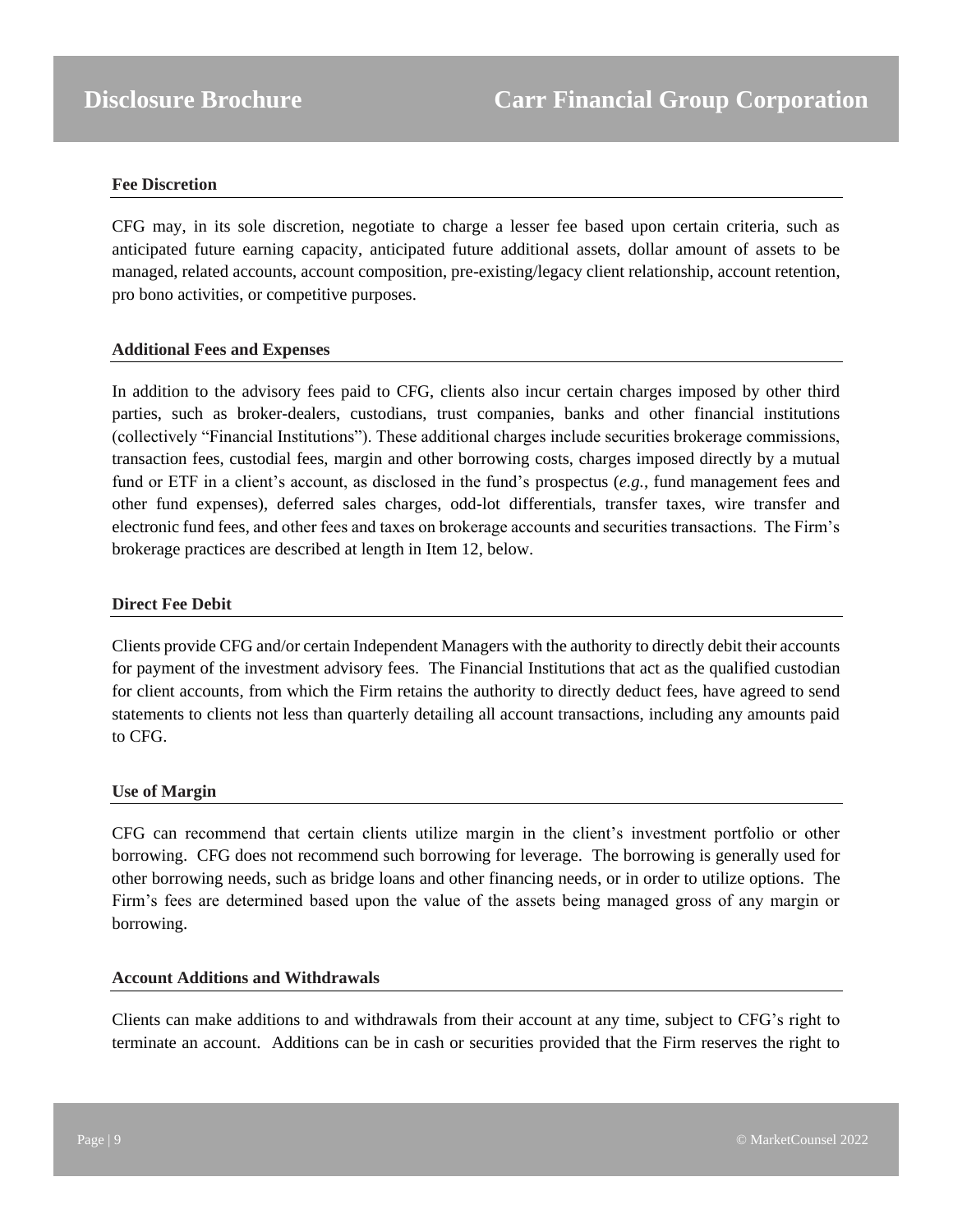### Fee Discretion

CFG may, in its sole discretion, negotiate to charge a lesser fee based upon certain criteria, such as anticipated future earning capacity, anticipated future additional assets, dollar amount of assets to be managed, related accounts, account composition, pre-existing/legacy client relationship, account retention, pro bono activities, or competitive purposes.

### Additional Fees and Expenses

In addition to the advisory fees paid to CFG, clients also incur certain charges imposed by other third parties, such as broker-dealers, custodians, trust companies, banks and other financial institutions (collectively "Financial Institutions"). These additional charges include securities brokerage commissions, transaction fees, custodial fees, margin and other borrowing costs, charges imposed directly by a mutual fund or ETF in a client's account, as disclosed in the fund's prospectus (*e.g.*, fund management fees and other fund expenses), deferred sales charges, odd-lot differentials, transfer taxes, wire transfer and electronic fund fees, and other fees and taxes on brokerage accounts and securities transactions. The Firm's brokerage practices are described at length in Item 12, below.

### Direct Fee Debit

Clients provide CFG and/or certain Independent Managers with the authority to directly debit their accounts for payment of the investment advisory fees. The Financial Institutions that act as the qualified custodian for client accounts, from which the Firm retains the authority to directly deduct fees, have agreed to send statements to clients not less than quarterly detailing all account transactions, including any amounts paid to CFG.

### Use of Margin

CFG can recommend that certain clients utilize margin in the client's investment portfolio or other borrowing. CFG does not recommend such borrowing for leverage. The borrowing is generally used for other borrowing needs, such as bridge loans and other financing needs, or in order to utilize options. The Firm's fees are determined based upon the value of the assets being managed gross of any margin or borrowing.

### Account Additions and Withdrawals

Clients can make additions to and withdrawals from their account at any time, subject to CFG's right to terminate an account. Additions can be in cash or securities provided that the Firm reserves the right to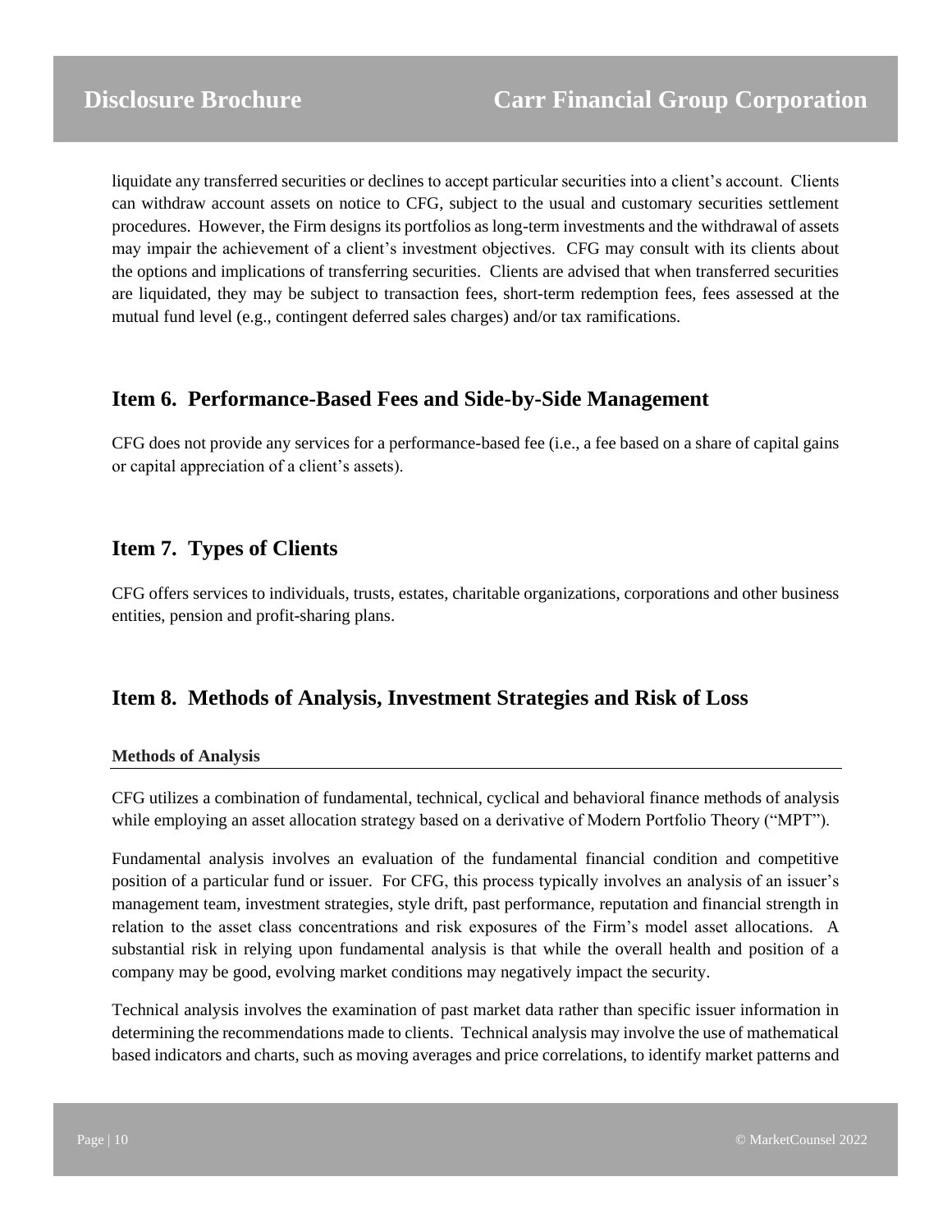liquidate any transferred securities or declines to accept particular securities into a client's account. Clients can withdraw account assets on notice to CFG, subject to the usual and customary securities settlement procedures. However, the Firm designs its portfolios as long-term investments and the withdrawal of assets may impair the achievement of a client's investment objectives. CFG may consult with its clients about the options and implications of transferring securities. Clients are advised that when transferred securities are liquidated, they may be subject to transaction fees, short-term redemption fees, fees assessed at the mutual fund level (e.g., contingent deferred sales charges) and/or tax ramifications.

## Item 6. Performance-Based Fees and Side-by-Side Management

CFG does not provide any services for a performance-based fee (i.e., a fee based on a share of capital gains or capital appreciation of a client's assets).

## Item 7. Types of Clients

CFG offers services to individuals, trusts, estates, charitable organizations, corporations and other business entities, pension and profit-sharing plans.

## Item 8. Methods of Analysis, Investment Strategies and Risk of Loss

### Methods of Analysis

CFG utilizes a combination of fundamental, technical, cyclical and behavioral finance methods of analysis while employing an asset allocation strategy based on a derivative of Modern Portfolio Theory ("MPT").

Fundamental analysis involves an evaluation of the fundamental financial condition and competitive position of a particular fund or issuer. For CFG, this process typically involves an analysis of an issuer's management team, investment strategies, style drift, past performance, reputation and financial strength in relation to the asset class concentrations and risk exposures of the Firm's model asset allocations. A substantial risk in relying upon fundamental analysis is that while the overall health and position of a company may be good, evolving market conditions may negatively impact the security.

Technical analysis involves the examination of past market data rather than specific issuer information in determining the recommendations made to clients. Technical analysis may involve the use of mathematical based indicators and charts, such as moving averages and price correlations, to identify market patterns and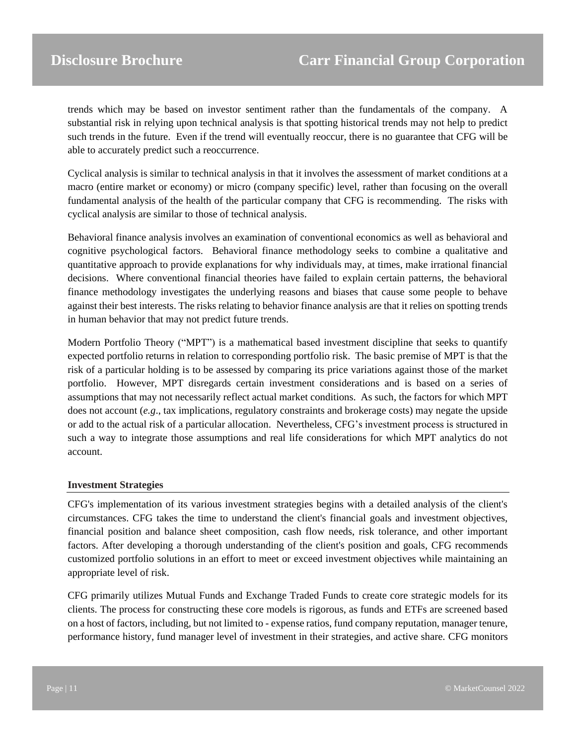trends which may be based on investor sentiment rather than the fundamentals of the company. A substantial risk in relying upon technical analysis is that spotting historical trends may not help to predict such trends in the future. Even if the trend will eventually reoccur, there is no guarantee that CFG will be able to accurately predict such a reoccurrence.

Cyclical analysis is similar to technical analysis in that it involves the assessment of market conditions at a macro (entire market or economy) or micro (company specific) level, rather than focusing on the overall fundamental analysis of the health of the particular company that CFG is recommending. The risks with cyclical analysis are similar to those of technical analysis.

Behavioral finance analysis involves an examination of conventional economics as well as behavioral and cognitive psychological factors. Behavioral finance methodology seeks to combine a qualitative and quantitative approach to provide explanations for why individuals may, at times, make irrational financial decisions. Where conventional financial theories have failed to explain certain patterns, the behavioral finance methodology investigates the underlying reasons and biases that cause some people to behave against their best interests. The risks relating to behavior finance analysis are that it relies on spotting trends in human behavior that may not predict future trends.

Modern Portfolio Theory ("MPT") is a mathematical based investment discipline that seeks to quantify expected portfolio returns in relation to corresponding portfolio risk. The basic premise of MPT is that the risk of a particular holding is to be assessed by comparing its price variations against those of the market portfolio. However, MPT disregards certain investment considerations and is based on a series of assumptions that may not necessarily reflect actual market conditions. As such, the factors for which MPT does not account (*e.g*., tax implications, regulatory constraints and brokerage costs) may negate the upside or add to the actual risk of a particular allocation. Nevertheless, CFG's investment process is structured in such a way to integrate those assumptions and real life considerations for which MPT analytics do not account.

**Investment Strategies**

CFG's implementation of its various investment strategies begins with a detailed analysis of the client's circumstances. CFG takes the time to understand the client's financial goals and investment objectives, financial position and balance sheet composition, cash flow needs, risk tolerance, and other important factors. After developing a thorough understanding of the client's position and goals, CFG recommends customized portfolio solutions in an effort to meet or exceed investment objectives while maintaining an appropriate level of risk.

CFG primarily utilizes Mutual Funds and Exchange Traded Funds to create core strategic models for its clients. The process for constructing these core models is rigorous, as funds and ETFs are screened based on a host of factors, including, but not limited to - expense ratios, fund company reputation, manager tenure, performance history, fund manager level of investment in their strategies, and active share. CFG monitors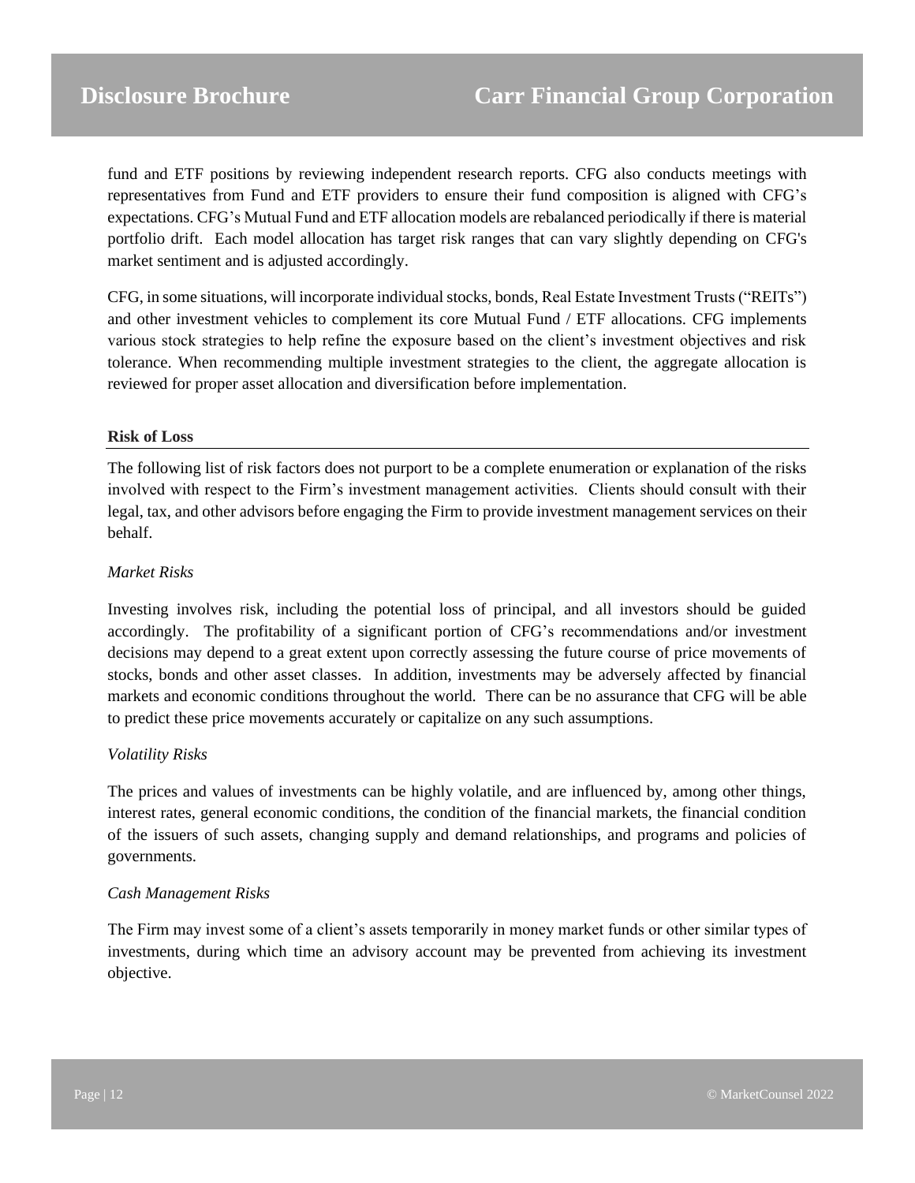fund and ETF positions by reviewing independent research reports. CFG also conducts meetings with representatives from Fund and ETF providers to ensure their fund composition is aligned with CFG's expectations. CFG's Mutual Fund and ETF allocation models are rebalanced periodically if there is material portfolio drift. Each model allocation has target risk ranges that can vary slightly depending on CFG's market sentiment and is adjusted accordingly.

CFG, in some situations, will incorporate individual stocks, bonds, Real Estate Investment Trusts ("REITs") and other investment vehicles to complement its core Mutual Fund / ETF allocations. CFG implements various stock strategies to help refine the exposure based on the client's investment objectives and risk tolerance. When recommending multiple investment strategies to the client, the aggregate allocation is reviewed for proper asset allocation and diversification before implementation.

**Risk of Loss**

The following list of risk factors does not purport to be a complete enumeration or explanation of the risks involved with respect to the Firm's investment management activities. Clients should consult with their legal, tax, and other advisors before engaging the Firm to provide investment management services on their behalf.

*Market Risks*

Investing involves risk, including the potential loss of principal, and all investors should be guided accordingly. The profitability of a significant portion of CFG's recommendations and/or investment decisions may depend to a great extent upon correctly assessing the future course of price movements of stocks, bonds and other asset classes. In addition, investments may be adversely affected by financial markets and economic conditions throughout the world. There can be no assurance that CFG will be able to predict these price movements accurately or capitalize on any such assumptions.

*Volatility Risks*

The prices and values of investments can be highly volatile, and are influenced by, among other things, interest rates, general economic conditions, the condition of the financial markets, the financial condition of the issuers of such assets, changing supply and demand relationships, and programs and policies of governments.

*Cash Management Risks*

The Firm may invest some of a client's assets temporarily in money market funds or other similar types of investments, during which time an advisory account may be prevented from achieving its investment objective.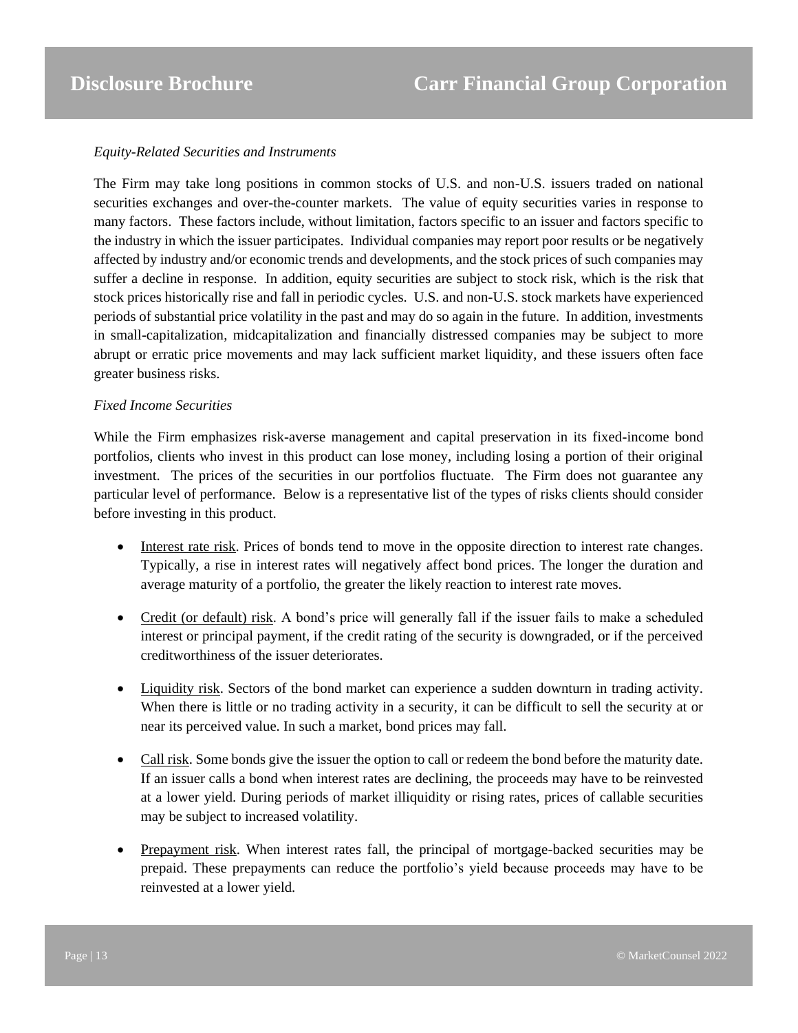*Equity-Related Securities and Instruments*

The Firm may take long positions in common stocks of U.S. and non-U.S. issuers traded on national securities exchanges and over-the-counter markets. The value of equity securities varies in response to many factors. These factors include, without limitation, factors specific to an issuer and factors specific to the industry in which the issuer participates. Individual companies may report poor results or be negatively affected by industry and/or economic trends and developments, and the stock prices of such companies may suffer a decline in response. In addition, equity securities are subject to stock risk, which is the risk that stock prices historically rise and fall in periodic cycles. U.S. and non-U.S. stock markets have experienced periods of substantial price volatility in the past and may do so again in the future. In addition, investments in small-capitalization, midcapitalization and financially distressed companies may be subject to more abrupt or erratic price movements and may lack sufficient market liquidity, and these issuers often face greater business risks.

*Fixed Income Securities*

While the Firm emphasizes risk-averse management and capital preservation in its fixed-income bond portfolios, clients who invest in this product can lose money, including losing a portion of their original investment. The prices of the securities in our portfolios fluctuate. The Firm does not guarantee any particular level of performance. Below is a representative list of the types of risks clients should consider before investing in this product.

- Interest rate risk. Prices of bonds tend to move in the opposite direction to interest rate changes. Typically, a rise in interest rates will negatively affect bond prices. The longer the duration and average maturity of a portfolio, the greater the likely reaction to interest rate moves.

- Credit (or default) risk. A bond's price will generally fall if the issuer fails to make a scheduled interest or principal payment, if the credit rating of the security is downgraded, or if the perceived creditworthiness of the issuer deteriorates.

- Liquidity risk. Sectors of the bond market can experience a sudden downturn in trading activity. When there is little or no trading activity in a security, it can be difficult to sell the security at or near its perceived value. In such a market, bond prices may fall.

- Call risk. Some bonds give the issuer the option to call or redeem the bond before the maturity date. If an issuer calls a bond when interest rates are declining, the proceeds may have to be reinvested at a lower yield. During periods of market illiquidity or rising rates, prices of callable securities may be subject to increased volatility.

- Prepayment risk. When interest rates fall, the principal of mortgage-backed securities may be prepaid. These prepayments can reduce the portfolio's yield because proceeds may have to be reinvested at a lower yield.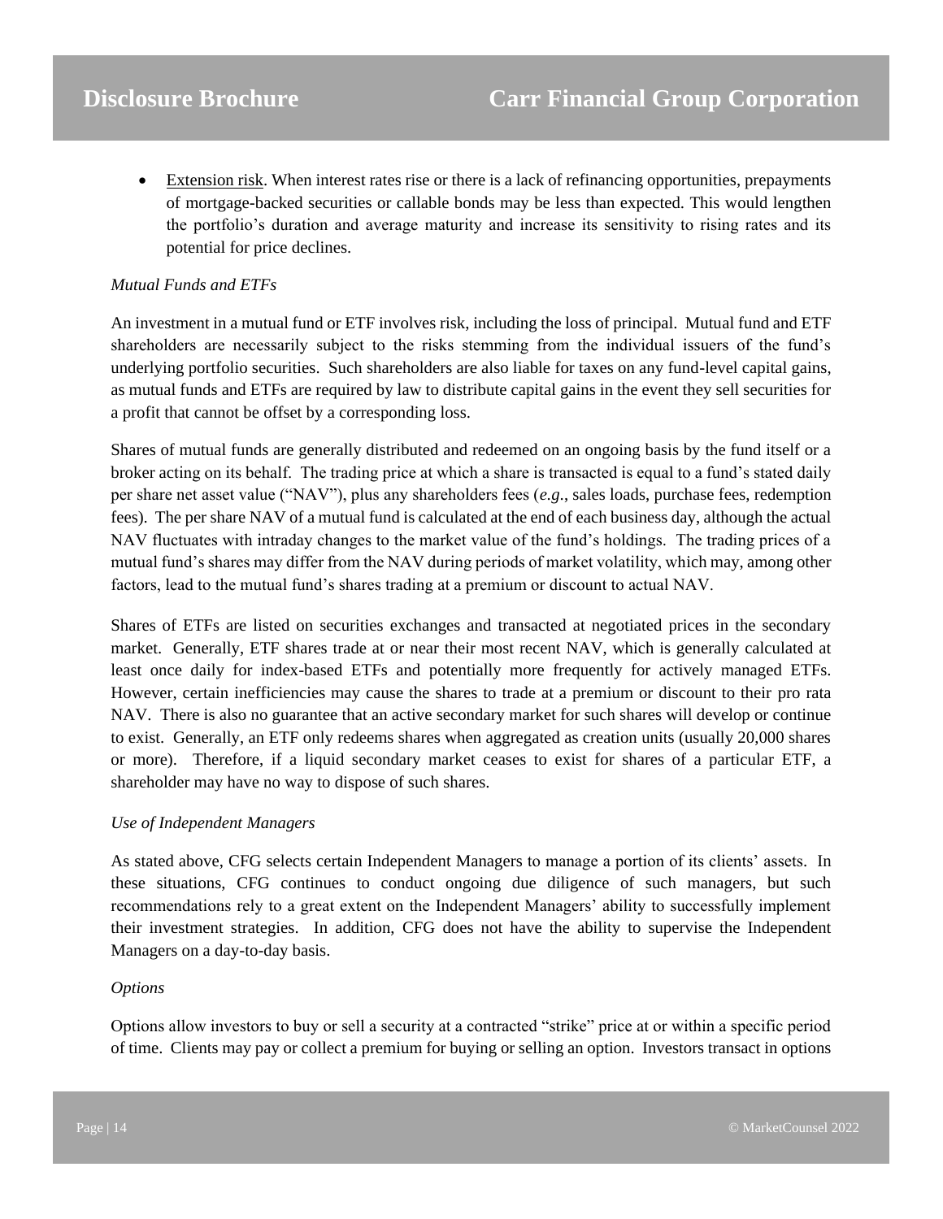- Extension risk. When interest rates rise or there is a lack of refinancing opportunities, prepayments of mortgage-backed securities or callable bonds may be less than expected. This would lengthen the portfolio's duration and average maturity and increase its sensitivity to rising rates and its potential for price declines.

*Mutual Funds and ETFs*

An investment in a mutual fund or ETF involves risk, including the loss of principal. Mutual fund and ETF shareholders are necessarily subject to the risks stemming from the individual issuers of the fund's underlying portfolio securities. Such shareholders are also liable for taxes on any fund-level capital gains, as mutual funds and ETFs are required by law to distribute capital gains in the event they sell securities for a profit that cannot be offset by a corresponding loss.

Shares of mutual funds are generally distributed and redeemed on an ongoing basis by the fund itself or a broker acting on its behalf. The trading price at which a share is transacted is equal to a fund's stated daily per share net asset value ("NAV"), plus any shareholders fees (*e.g.*, sales loads, purchase fees, redemption fees). The per share NAV of a mutual fund is calculated at the end of each business day, although the actual NAV fluctuates with intraday changes to the market value of the fund's holdings. The trading prices of a mutual fund's shares may differ from the NAV during periods of market volatility, which may, among other factors, lead to the mutual fund's shares trading at a premium or discount to actual NAV.

Shares of ETFs are listed on securities exchanges and transacted at negotiated prices in the secondary market. Generally, ETF shares trade at or near their most recent NAV, which is generally calculated at least once daily for index-based ETFs and potentially more frequently for actively managed ETFs. However, certain inefficiencies may cause the shares to trade at a premium or discount to their pro rata NAV. There is also no guarantee that an active secondary market for such shares will develop or continue to exist. Generally, an ETF only redeems shares when aggregated as creation units (usually 20,000 shares or more). Therefore, if a liquid secondary market ceases to exist for shares of a particular ETF, a shareholder may have no way to dispose of such shares.

*Use of Independent Managers*

As stated above, CFG selects certain Independent Managers to manage a portion of its clients' assets. In these situations, CFG continues to conduct ongoing due diligence of such managers, but such recommendations rely to a great extent on the Independent Managers' ability to successfully implement their investment strategies. In addition, CFG does not have the ability to supervise the Independent Managers on a day-to-day basis.

*Options*

Options allow investors to buy or sell a security at a contracted "strike" price at or within a specific period of time. Clients may pay or collect a premium for buying or selling an option. Investors transact in options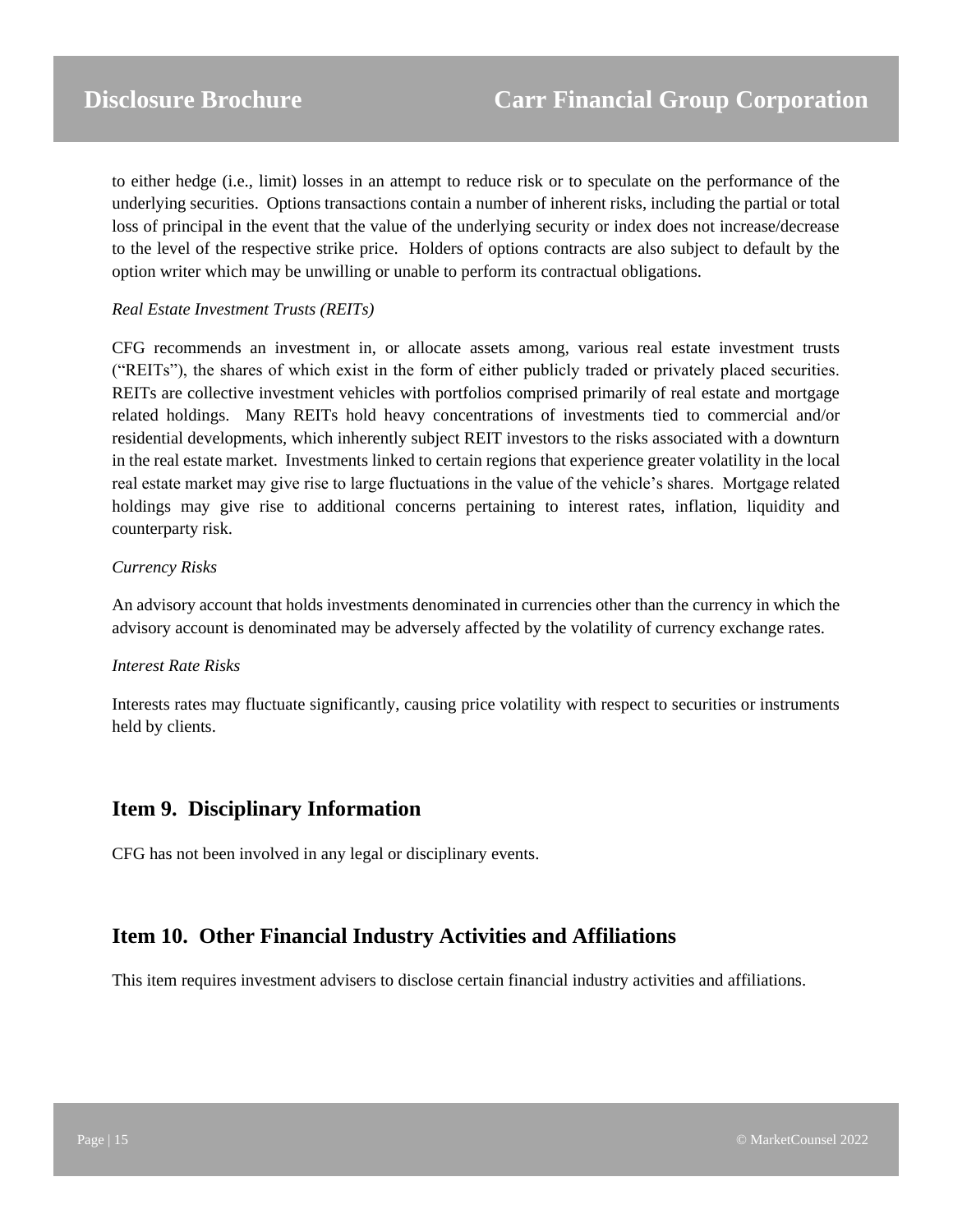to either hedge (i.e., limit) losses in an attempt to reduce risk or to speculate on the performance of the underlying securities. Options transactions contain a number of inherent risks, including the partial or total loss of principal in the event that the value of the underlying security or index does not increase/decrease to the level of the respective strike price. Holders of options contracts are also subject to default by the option writer which may be unwilling or unable to perform its contractual obligations.

*Real Estate Investment Trusts (REITs)*

CFG recommends an investment in, or allocate assets among, various real estate investment trusts (“REITs”), the shares of which exist in the form of either publicly traded or privately placed securities. REITs are collective investment vehicles with portfolios comprised primarily of real estate and mortgage related holdings. Many REITs hold heavy concentrations of investments tied to commercial and/or residential developments, which inherently subject REIT investors to the risks associated with a downturn in the real estate market. Investments linked to certain regions that experience greater volatility in the local real estate market may give rise to large fluctuations in the value of the vehicle’s shares. Mortgage related holdings may give rise to additional concerns pertaining to interest rates, inflation, liquidity and counterparty risk.

*Currency Risks*

An advisory account that holds investments denominated in currencies other than the currency in which the advisory account is denominated may be adversely affected by the volatility of currency exchange rates.

*Interest Rate Risks*

Interests rates may fluctuate significantly, causing price volatility with respect to securities or instruments held by clients.

## Item 9. Disciplinary Information

CFG has not been involved in any legal or disciplinary events.

## Item 10. Other Financial Industry Activities and Affiliations

This item requires investment advisers to disclose certain financial industry activities and affiliations.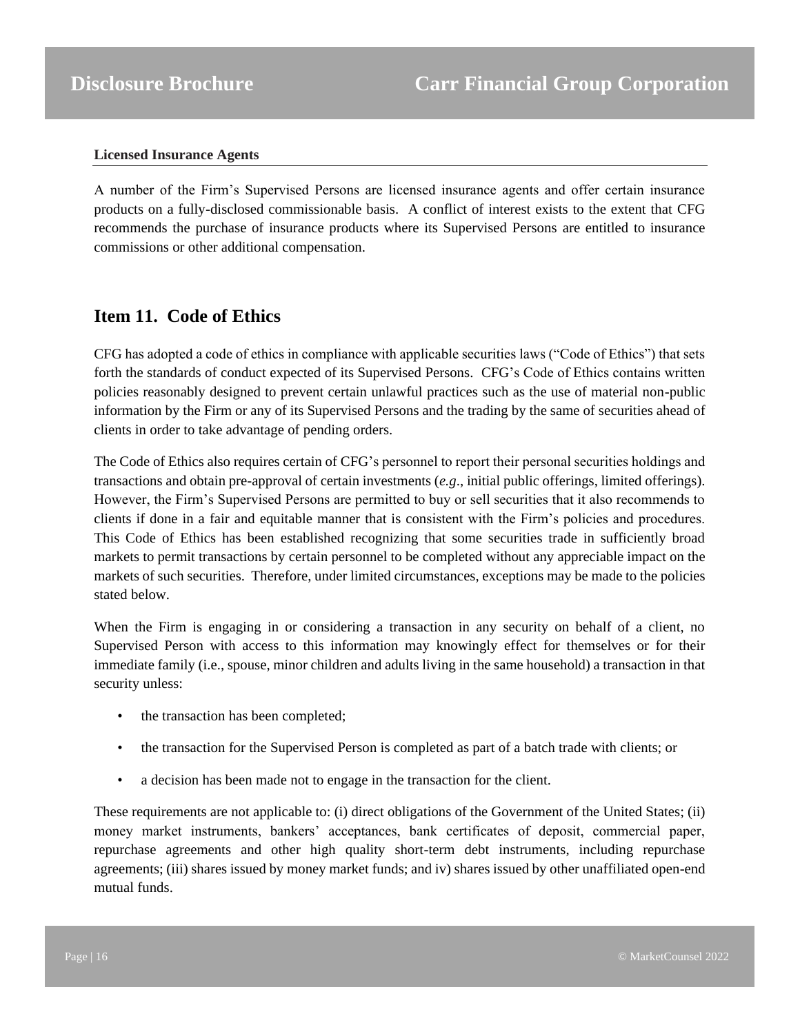### Licensed Insurance Agents

A number of the Firm's Supervised Persons are licensed insurance agents and offer certain insurance products on a fully-disclosed commissionable basis. A conflict of interest exists to the extent that CFG recommends the purchase of insurance products where its Supervised Persons are entitled to insurance commissions or other additional compensation.

## Item 11. Code of Ethics

CFG has adopted a code of ethics in compliance with applicable securities laws ("Code of Ethics") that sets forth the standards of conduct expected of its Supervised Persons. CFG's Code of Ethics contains written policies reasonably designed to prevent certain unlawful practices such as the use of material non-public information by the Firm or any of its Supervised Persons and the trading by the same of securities ahead of clients in order to take advantage of pending orders.

The Code of Ethics also requires certain of CFG's personnel to report their personal securities holdings and transactions and obtain pre-approval of certain investments (*e.g*., initial public offerings, limited offerings). However, the Firm's Supervised Persons are permitted to buy or sell securities that it also recommends to clients if done in a fair and equitable manner that is consistent with the Firm's policies and procedures. This Code of Ethics has been established recognizing that some securities trade in sufficiently broad markets to permit transactions by certain personnel to be completed without any appreciable impact on the markets of such securities. Therefore, under limited circumstances, exceptions may be made to the policies stated below.

When the Firm is engaging in or considering a transaction in any security on behalf of a client, no Supervised Person with access to this information may knowingly effect for themselves or for their immediate family (i.e., spouse, minor children and adults living in the same household) a transaction in that security unless:

- the transaction has been completed;
- the transaction for the Supervised Person is completed as part of a batch trade with clients; or
- a decision has been made not to engage in the transaction for the client.

These requirements are not applicable to: (i) direct obligations of the Government of the United States; (ii) money market instruments, bankers' acceptances, bank certificates of deposit, commercial paper, repurchase agreements and other high quality short-term debt instruments, including repurchase agreements; (iii) shares issued by money market funds; and iv) shares issued by other unaffiliated open-end mutual funds.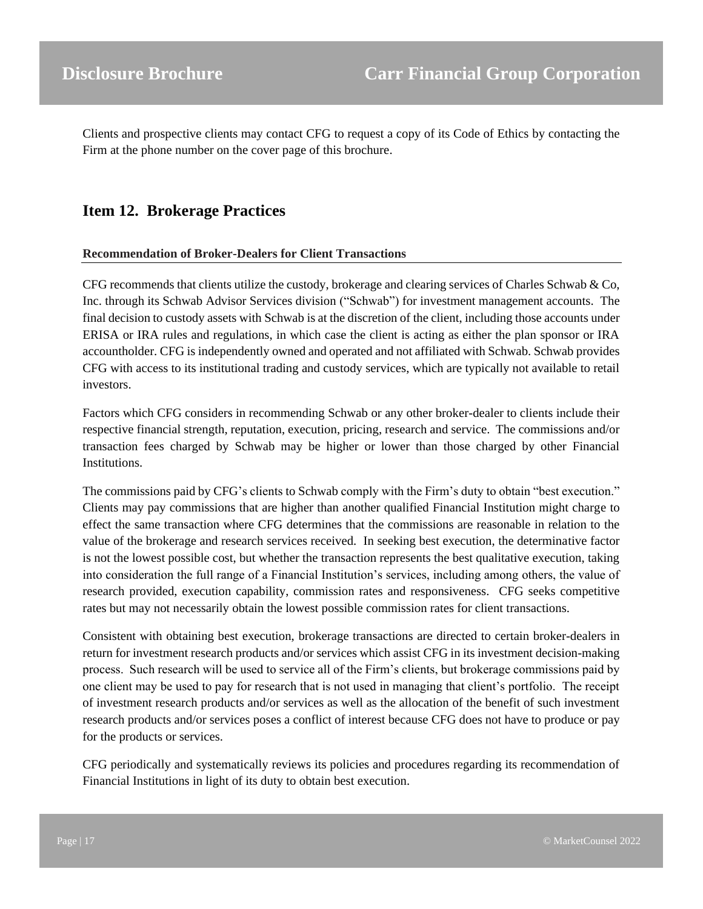Clients and prospective clients may contact CFG to request a copy of its Code of Ethics by contacting the Firm at the phone number on the cover page of this brochure.

## Item 12. Brokerage Practices

### Recommendation of Broker-Dealers for Client Transactions

CFG recommends that clients utilize the custody, brokerage and clearing services of Charles Schwab & Co, Inc. through its Schwab Advisor Services division ("Schwab") for investment management accounts. The final decision to custody assets with Schwab is at the discretion of the client, including those accounts under ERISA or IRA rules and regulations, in which case the client is acting as either the plan sponsor or IRA accountholder. CFG is independently owned and operated and not affiliated with Schwab. Schwab provides CFG with access to its institutional trading and custody services, which are typically not available to retail investors.

Factors which CFG considers in recommending Schwab or any other broker-dealer to clients include their respective financial strength, reputation, execution, pricing, research and service. The commissions and/or transaction fees charged by Schwab may be higher or lower than those charged by other Financial Institutions.

The commissions paid by CFG's clients to Schwab comply with the Firm's duty to obtain "best execution." Clients may pay commissions that are higher than another qualified Financial Institution might charge to effect the same transaction where CFG determines that the commissions are reasonable in relation to the value of the brokerage and research services received. In seeking best execution, the determinative factor is not the lowest possible cost, but whether the transaction represents the best qualitative execution, taking into consideration the full range of a Financial Institution's services, including among others, the value of research provided, execution capability, commission rates and responsiveness. CFG seeks competitive rates but may not necessarily obtain the lowest possible commission rates for client transactions.

Consistent with obtaining best execution, brokerage transactions are directed to certain broker-dealers in return for investment research products and/or services which assist CFG in its investment decision-making process. Such research will be used to service all of the Firm's clients, but brokerage commissions paid by one client may be used to pay for research that is not used in managing that client's portfolio. The receipt of investment research products and/or services as well as the allocation of the benefit of such investment research products and/or services poses a conflict of interest because CFG does not have to produce or pay for the products or services.

CFG periodically and systematically reviews its policies and procedures regarding its recommendation of Financial Institutions in light of its duty to obtain best execution.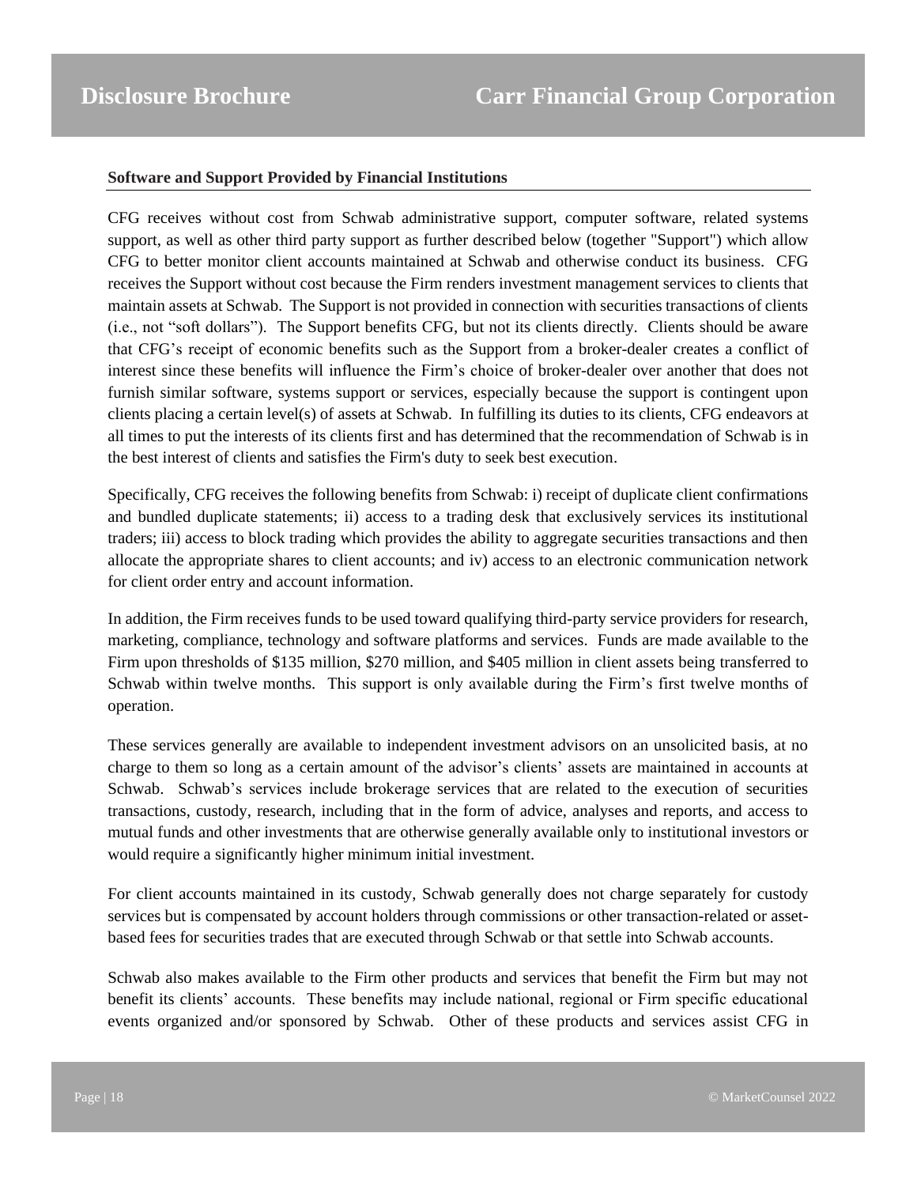### Software and Support Provided by Financial Institutions

CFG receives without cost from Schwab administrative support, computer software, related systems support, as well as other third party support as further described below (together "Support") which allow CFG to better monitor client accounts maintained at Schwab and otherwise conduct its business. CFG receives the Support without cost because the Firm renders investment management services to clients that maintain assets at Schwab. The Support is not provided in connection with securities transactions of clients (i.e., not "soft dollars"). The Support benefits CFG, but not its clients directly. Clients should be aware that CFG's receipt of economic benefits such as the Support from a broker-dealer creates a conflict of interest since these benefits will influence the Firm's choice of broker-dealer over another that does not furnish similar software, systems support or services, especially because the support is contingent upon clients placing a certain level(s) of assets at Schwab. In fulfilling its duties to its clients, CFG endeavors at all times to put the interests of its clients first and has determined that the recommendation of Schwab is in the best interest of clients and satisfies the Firm's duty to seek best execution.

Specifically, CFG receives the following benefits from Schwab: i) receipt of duplicate client confirmations and bundled duplicate statements; ii) access to a trading desk that exclusively services its institutional traders; iii) access to block trading which provides the ability to aggregate securities transactions and then allocate the appropriate shares to client accounts; and iv) access to an electronic communication network for client order entry and account information.

In addition, the Firm receives funds to be used toward qualifying third-party service providers for research, marketing, compliance, technology and software platforms and services. Funds are made available to the Firm upon thresholds of $135 million, $270 million, and $405 million in client assets being transferred to Schwab within twelve months. This support is only available during the Firm's first twelve months of operation.

These services generally are available to independent investment advisors on an unsolicited basis, at no charge to them so long as a certain amount of the advisor's clients' assets are maintained in accounts at Schwab. Schwab's services include brokerage services that are related to the execution of securities transactions, custody, research, including that in the form of advice, analyses and reports, and access to mutual funds and other investments that are otherwise generally available only to institutional investors or would require a significantly higher minimum initial investment.

For client accounts maintained in its custody, Schwab generally does not charge separately for custody services but is compensated by account holders through commissions or other transaction-related or asset-based fees for securities trades that are executed through Schwab or that settle into Schwab accounts.

Schwab also makes available to the Firm other products and services that benefit the Firm but may not benefit its clients' accounts. These benefits may include national, regional or Firm specific educational events organized and/or sponsored by Schwab. Other of these products and services assist CFG in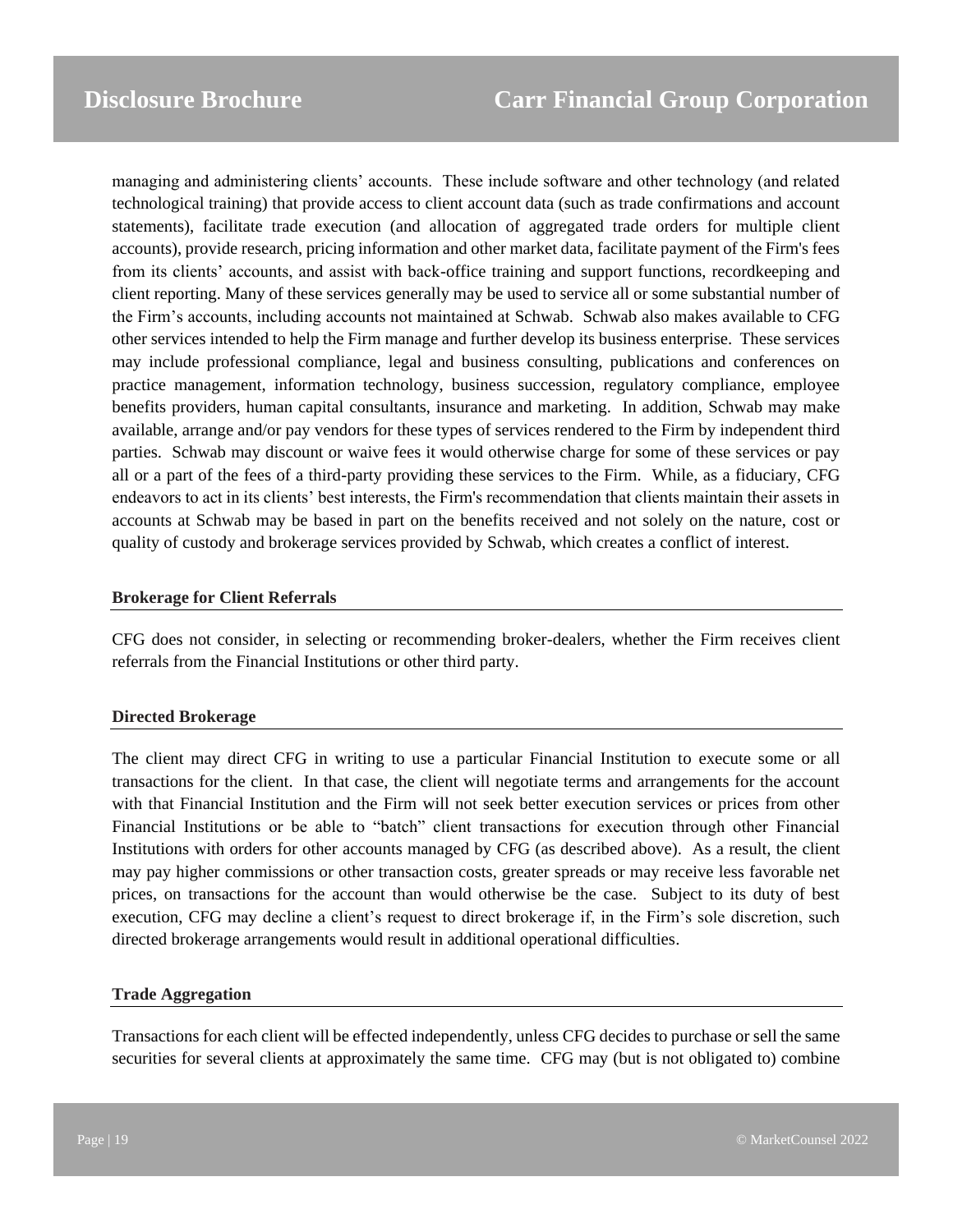managing and administering clients' accounts. These include software and other technology (and related technological training) that provide access to client account data (such as trade confirmations and account statements), facilitate trade execution (and allocation of aggregated trade orders for multiple client accounts), provide research, pricing information and other market data, facilitate payment of the Firm's fees from its clients' accounts, and assist with back-office training and support functions, recordkeeping and client reporting. Many of these services generally may be used to service all or some substantial number of the Firm's accounts, including accounts not maintained at Schwab. Schwab also makes available to CFG other services intended to help the Firm manage and further develop its business enterprise. These services may include professional compliance, legal and business consulting, publications and conferences on practice management, information technology, business succession, regulatory compliance, employee benefits providers, human capital consultants, insurance and marketing. In addition, Schwab may make available, arrange and/or pay vendors for these types of services rendered to the Firm by independent third parties. Schwab may discount or waive fees it would otherwise charge for some of these services or pay all or a part of the fees of a third-party providing these services to the Firm. While, as a fiduciary, CFG endeavors to act in its clients' best interests, the Firm's recommendation that clients maintain their assets in accounts at Schwab may be based in part on the benefits received and not solely on the nature, cost or quality of custody and brokerage services provided by Schwab, which creates a conflict of interest.

**Brokerage for Client Referrals**

CFG does not consider, in selecting or recommending broker-dealers, whether the Firm receives client referrals from the Financial Institutions or other third party.

**Directed Brokerage**

The client may direct CFG in writing to use a particular Financial Institution to execute some or all transactions for the client. In that case, the client will negotiate terms and arrangements for the account with that Financial Institution and the Firm will not seek better execution services or prices from other Financial Institutions or be able to "batch" client transactions for execution through other Financial Institutions with orders for other accounts managed by CFG (as described above). As a result, the client may pay higher commissions or other transaction costs, greater spreads or may receive less favorable net prices, on transactions for the account than would otherwise be the case. Subject to its duty of best execution, CFG may decline a client's request to direct brokerage if, in the Firm's sole discretion, such directed brokerage arrangements would result in additional operational difficulties.

**Trade Aggregation**

Transactions for each client will be effected independently, unless CFG decides to purchase or sell the same securities for several clients at approximately the same time. CFG may (but is not obligated to) combine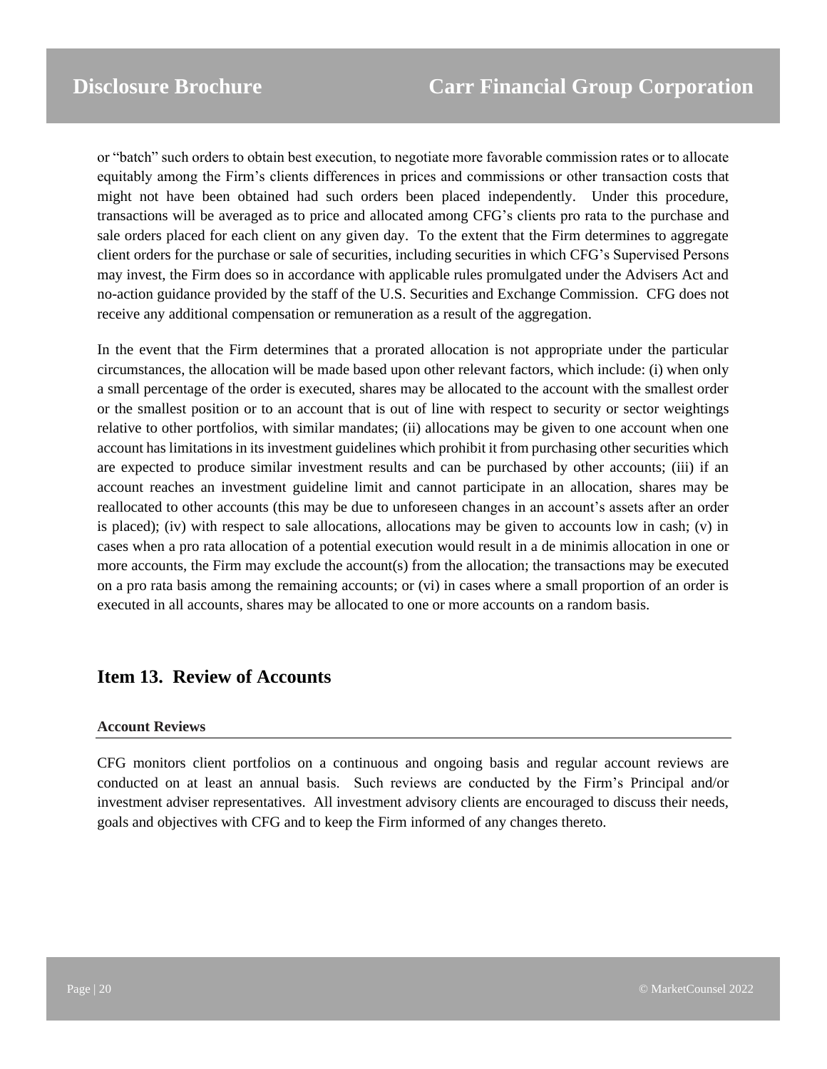or "batch" such orders to obtain best execution, to negotiate more favorable commission rates or to allocate equitably among the Firm's clients differences in prices and commissions or other transaction costs that might not have been obtained had such orders been placed independently. Under this procedure, transactions will be averaged as to price and allocated among CFG's clients pro rata to the purchase and sale orders placed for each client on any given day. To the extent that the Firm determines to aggregate client orders for the purchase or sale of securities, including securities in which CFG's Supervised Persons may invest, the Firm does so in accordance with applicable rules promulgated under the Advisers Act and no-action guidance provided by the staff of the U.S. Securities and Exchange Commission. CFG does not receive any additional compensation or remuneration as a result of the aggregation.

In the event that the Firm determines that a prorated allocation is not appropriate under the particular circumstances, the allocation will be made based upon other relevant factors, which include: (i) when only a small percentage of the order is executed, shares may be allocated to the account with the smallest order or the smallest position or to an account that is out of line with respect to security or sector weightings relative to other portfolios, with similar mandates; (ii) allocations may be given to one account when one account has limitations in its investment guidelines which prohibit it from purchasing other securities which are expected to produce similar investment results and can be purchased by other accounts; (iii) if an account reaches an investment guideline limit and cannot participate in an allocation, shares may be reallocated to other accounts (this may be due to unforeseen changes in an account's assets after an order is placed); (iv) with respect to sale allocations, allocations may be given to accounts low in cash; (v) in cases when a pro rata allocation of a potential execution would result in a de minimis allocation in one or more accounts, the Firm may exclude the account(s) from the allocation; the transactions may be executed on a pro rata basis among the remaining accounts; or (vi) in cases where a small proportion of an order is executed in all accounts, shares may be allocated to one or more accounts on a random basis.

## Item 13. Review of Accounts

### Account Reviews

CFG monitors client portfolios on a continuous and ongoing basis and regular account reviews are conducted on at least an annual basis. Such reviews are conducted by the Firm's Principal and/or investment adviser representatives. All investment advisory clients are encouraged to discuss their needs, goals and objectives with CFG and to keep the Firm informed of any changes thereto.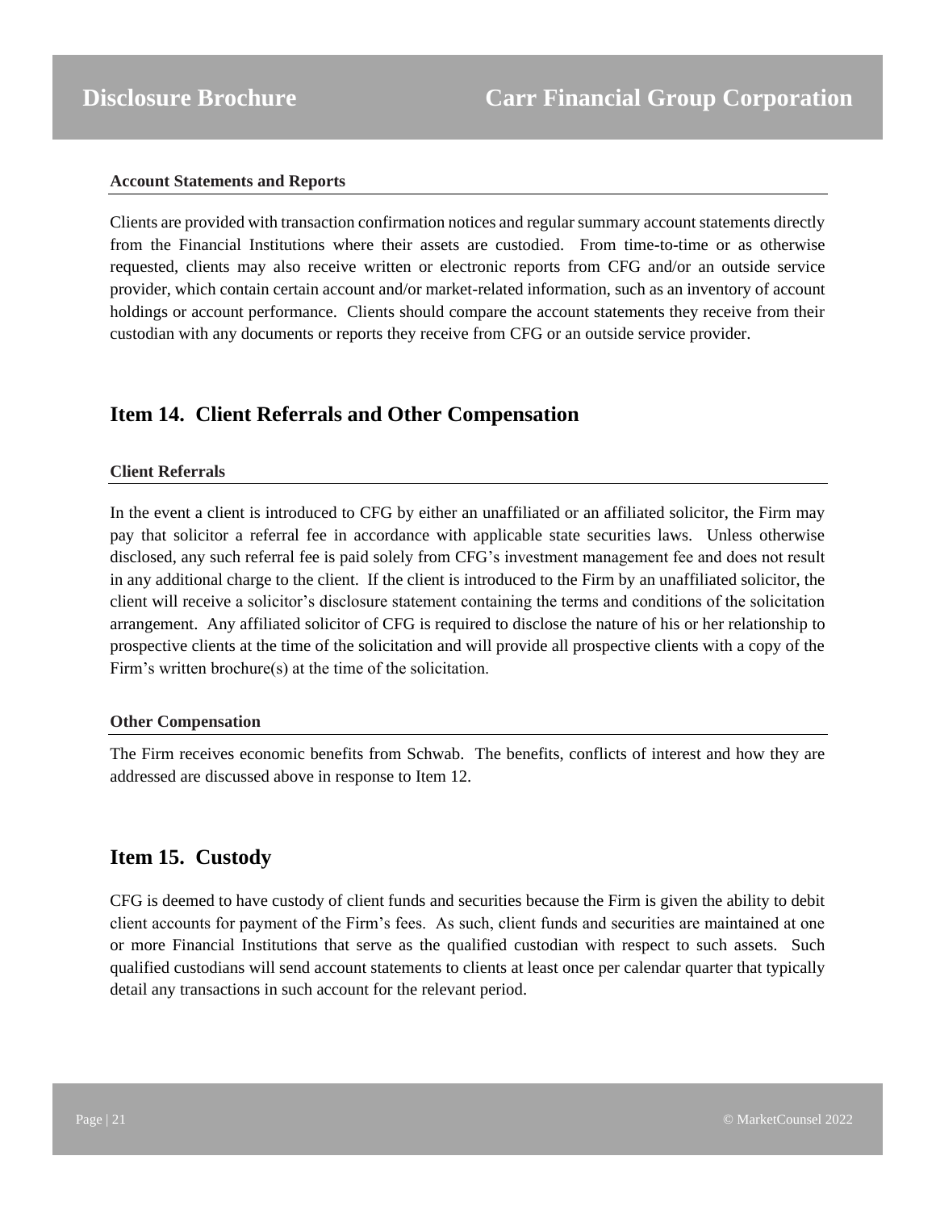#### Account Statements and Reports

Clients are provided with transaction confirmation notices and regular summary account statements directly from the Financial Institutions where their assets are custodied. From time-to-time or as otherwise requested, clients may also receive written or electronic reports from CFG and/or an outside service provider, which contain certain account and/or market-related information, such as an inventory of account holdings or account performance. Clients should compare the account statements they receive from their custodian with any documents or reports they receive from CFG or an outside service provider.

## Item 14. Client Referrals and Other Compensation

#### Client Referrals

In the event a client is introduced to CFG by either an unaffiliated or an affiliated solicitor, the Firm may pay that solicitor a referral fee in accordance with applicable state securities laws. Unless otherwise disclosed, any such referral fee is paid solely from CFG's investment management fee and does not result in any additional charge to the client. If the client is introduced to the Firm by an unaffiliated solicitor, the client will receive a solicitor's disclosure statement containing the terms and conditions of the solicitation arrangement. Any affiliated solicitor of CFG is required to disclose the nature of his or her relationship to prospective clients at the time of the solicitation and will provide all prospective clients with a copy of the Firm's written brochure(s) at the time of the solicitation.

#### Other Compensation

The Firm receives economic benefits from Schwab. The benefits, conflicts of interest and how they are addressed are discussed above in response to Item 12.

## Item 15. Custody

CFG is deemed to have custody of client funds and securities because the Firm is given the ability to debit client accounts for payment of the Firm's fees. As such, client funds and securities are maintained at one or more Financial Institutions that serve as the qualified custodian with respect to such assets. Such qualified custodians will send account statements to clients at least once per calendar quarter that typically detail any transactions in such account for the relevant period.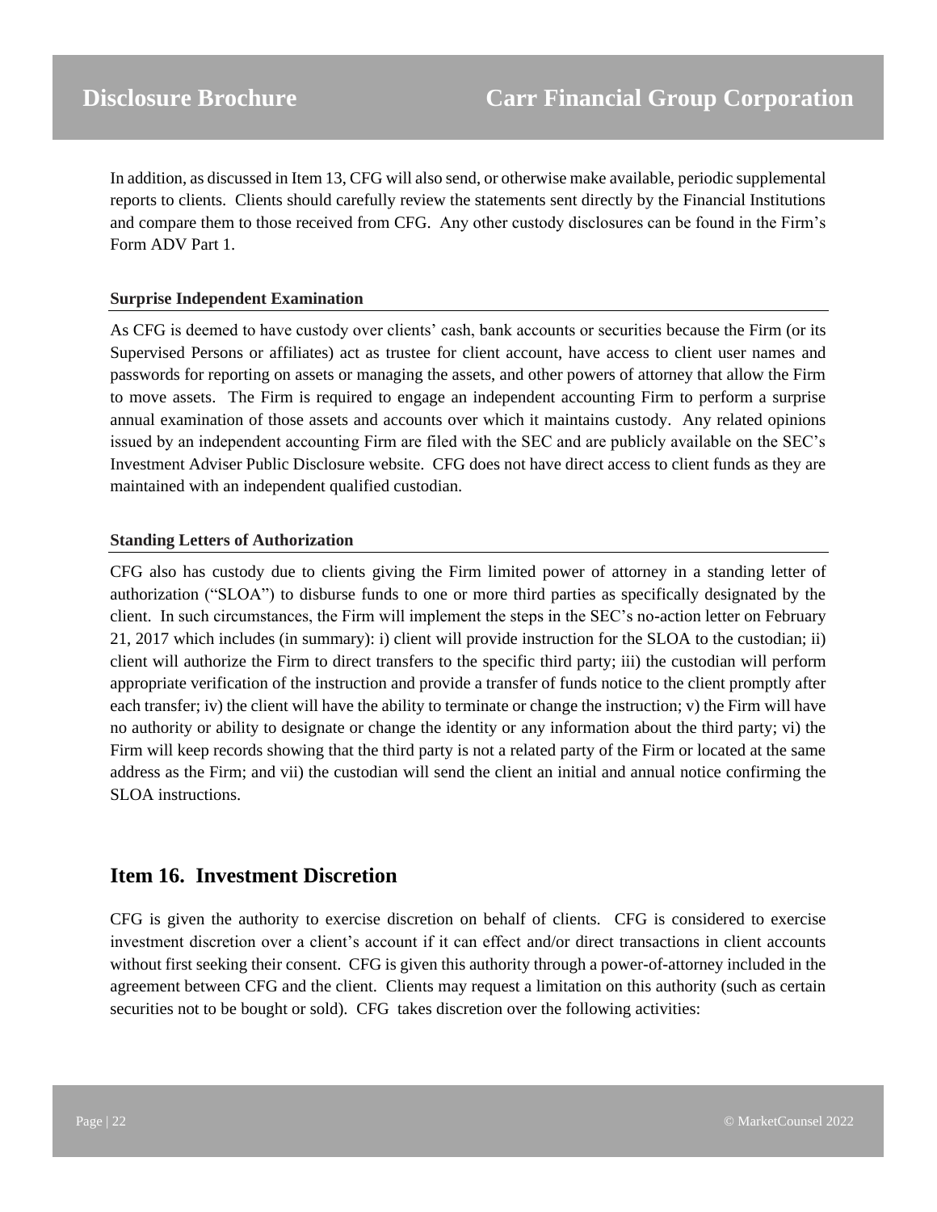In addition, as discussed in Item 13, CFG will also send, or otherwise make available, periodic supplemental reports to clients. Clients should carefully review the statements sent directly by the Financial Institutions and compare them to those received from CFG. Any other custody disclosures can be found in the Firm's Form ADV Part 1.

**Surprise Independent Examination**

As CFG is deemed to have custody over clients' cash, bank accounts or securities because the Firm (or its Supervised Persons or affiliates) act as trustee for client account, have access to client user names and passwords for reporting on assets or managing the assets, and other powers of attorney that allow the Firm to move assets. The Firm is required to engage an independent accounting Firm to perform a surprise annual examination of those assets and accounts over which it maintains custody. Any related opinions issued by an independent accounting Firm are filed with the SEC and are publicly available on the SEC's Investment Adviser Public Disclosure website. CFG does not have direct access to client funds as they are maintained with an independent qualified custodian.

**Standing Letters of Authorization**

CFG also has custody due to clients giving the Firm limited power of attorney in a standing letter of authorization ("SLOA") to disburse funds to one or more third parties as specifically designated by the client. In such circumstances, the Firm will implement the steps in the SEC's no-action letter on February 21, 2017 which includes (in summary): i) client will provide instruction for the SLOA to the custodian; ii) client will authorize the Firm to direct transfers to the specific third party; iii) the custodian will perform appropriate verification of the instruction and provide a transfer of funds notice to the client promptly after each transfer; iv) the client will have the ability to terminate or change the instruction; v) the Firm will have no authority or ability to designate or change the identity or any information about the third party; vi) the Firm will keep records showing that the third party is not a related party of the Firm or located at the same address as the Firm; and vii) the custodian will send the client an initial and annual notice confirming the SLOA instructions.

## Item 16. Investment Discretion

CFG is given the authority to exercise discretion on behalf of clients. CFG is considered to exercise investment discretion over a client's account if it can effect and/or direct transactions in client accounts without first seeking their consent. CFG is given this authority through a power-of-attorney included in the agreement between CFG and the client. Clients may request a limitation on this authority (such as certain securities not to be bought or sold). CFG takes discretion over the following activities: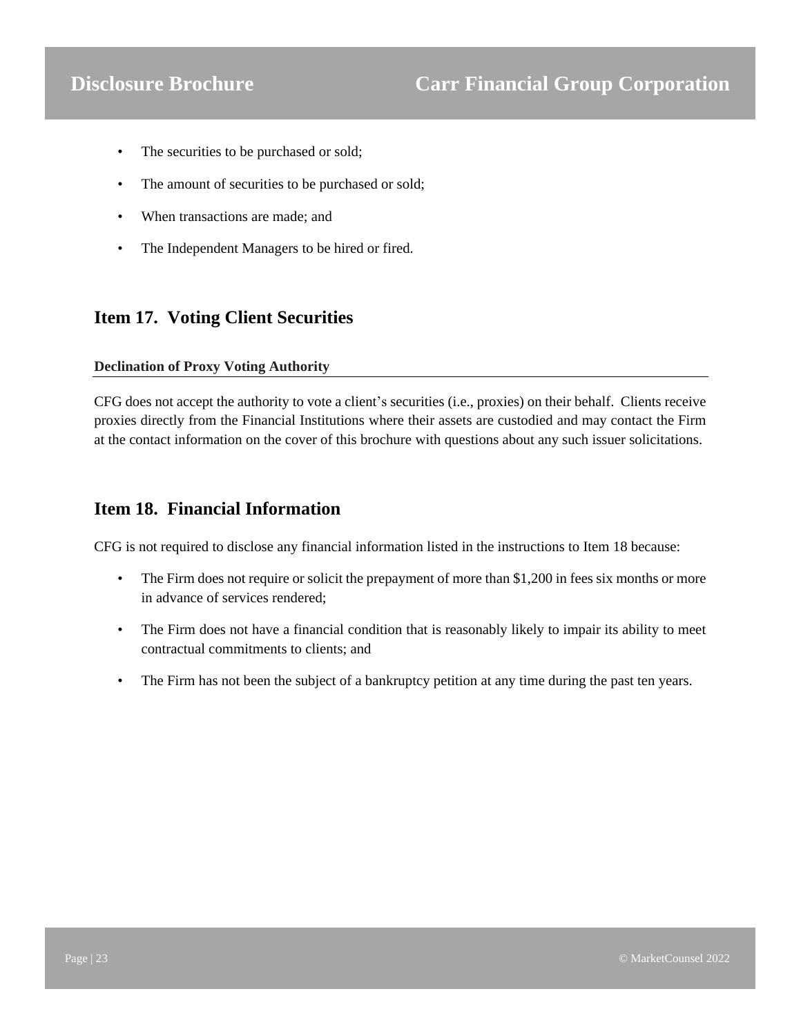- The securities to be purchased or sold;
- The amount of securities to be purchased or sold;
- When transactions are made; and
- The Independent Managers to be hired or fired.

## Item 17. Voting Client Securities

### Declination of Proxy Voting Authority

CFG does not accept the authority to vote a client's securities (i.e., proxies) on their behalf. Clients receive proxies directly from the Financial Institutions where their assets are custodied and may contact the Firm at the contact information on the cover of this brochure with questions about any such issuer solicitations.

## Item 18. Financial Information

CFG is not required to disclose any financial information listed in the instructions to Item 18 because:

- The Firm does not require or solicit the prepayment of more than $1,200 in fees six months or more in advance of services rendered;
- The Firm does not have a financial condition that is reasonably likely to impair its ability to meet contractual commitments to clients; and
- The Firm has not been the subject of a bankruptcy petition at any time during the past ten years.